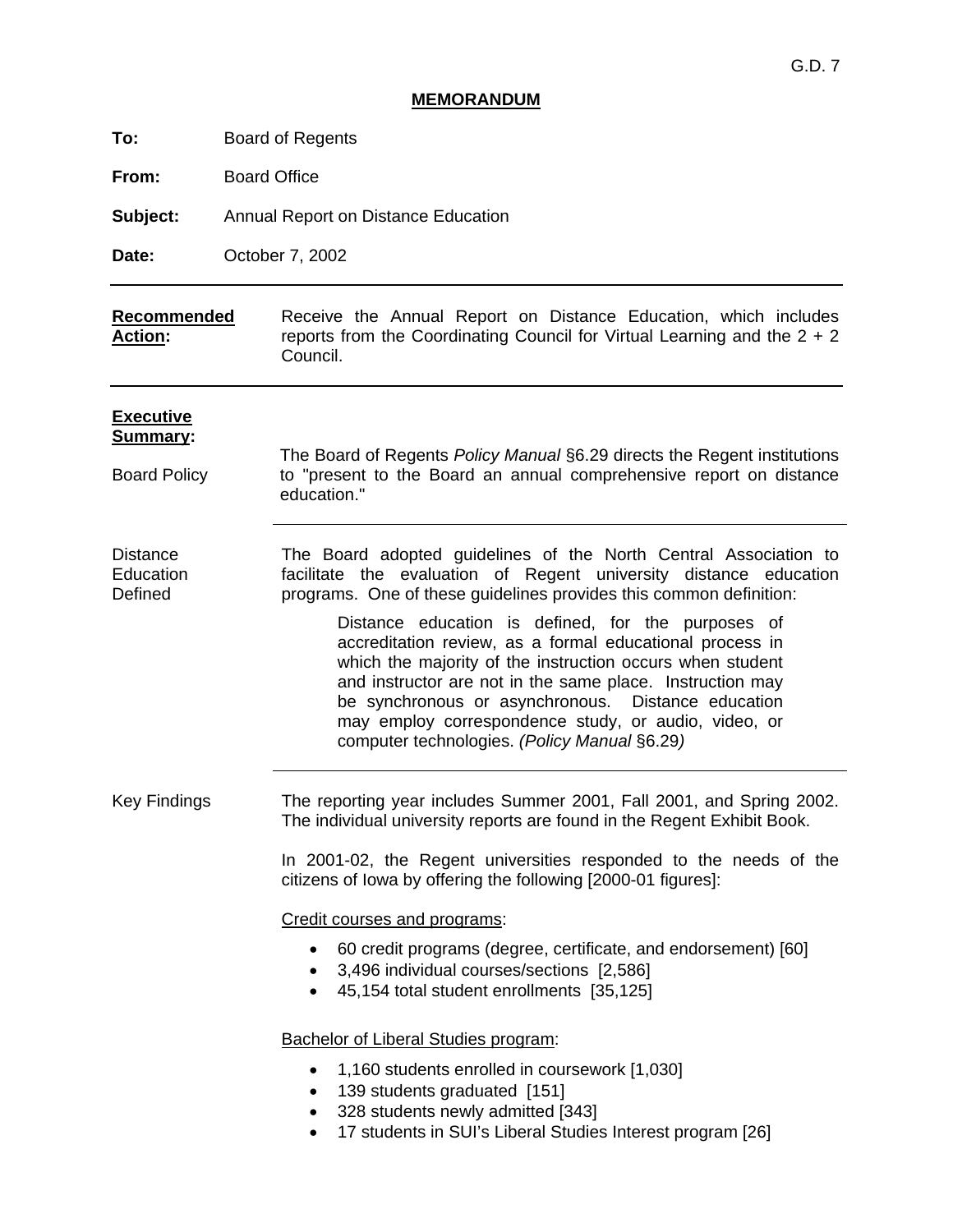G.D. 7

# MEMORANDUM

**To:** Board of Regents

**From:** Board Office

**Subject:** Annual Report on Distance Education

**Date:** October 7, 2002

---

**Recommended Action:** Receive the Annual Report on Distance Education, which includes reports from the Coordinating Council for Virtual Learning and the 2 + 2 Council.

---

**Executive Summary:**

Board Policy

The Board of Regents *Policy Manual* §6.29 directs the Regent institutions to "present to the Board an annual comprehensive report on distance education."

---

Distance Education Defined

The Board adopted guidelines of the North Central Association to facilitate the evaluation of Regent university distance education programs. One of these guidelines provides this common definition:

> Distance education is defined, for the purposes of accreditation review, as a formal educational process in which the majority of the instruction occurs when student and instructor are not in the same place. Instruction may be synchronous or asynchronous. Distance education may employ correspondence study, or audio, video, or computer technologies. *(Policy Manual* §6.29*)*

---

Key Findings

The reporting year includes Summer 2001, Fall 2001, and Spring 2002. The individual university reports are found in the Regent Exhibit Book.

In 2001-02, the Regent universities responded to the needs of the citizens of Iowa by offering the following [2000-01 figures]:

Credit courses and programs:

- 60 credit programs (degree, certificate, and endorsement) [60]
- 3,496 individual courses/sections [2,586]
- 45,154 total student enrollments [35,125]

Bachelor of Liberal Studies program:

- 1,160 students enrolled in coursework [1,030]
- 139 students graduated [151]
- 328 students newly admitted [343]
- 17 students in SUI's Liberal Studies Interest program [26]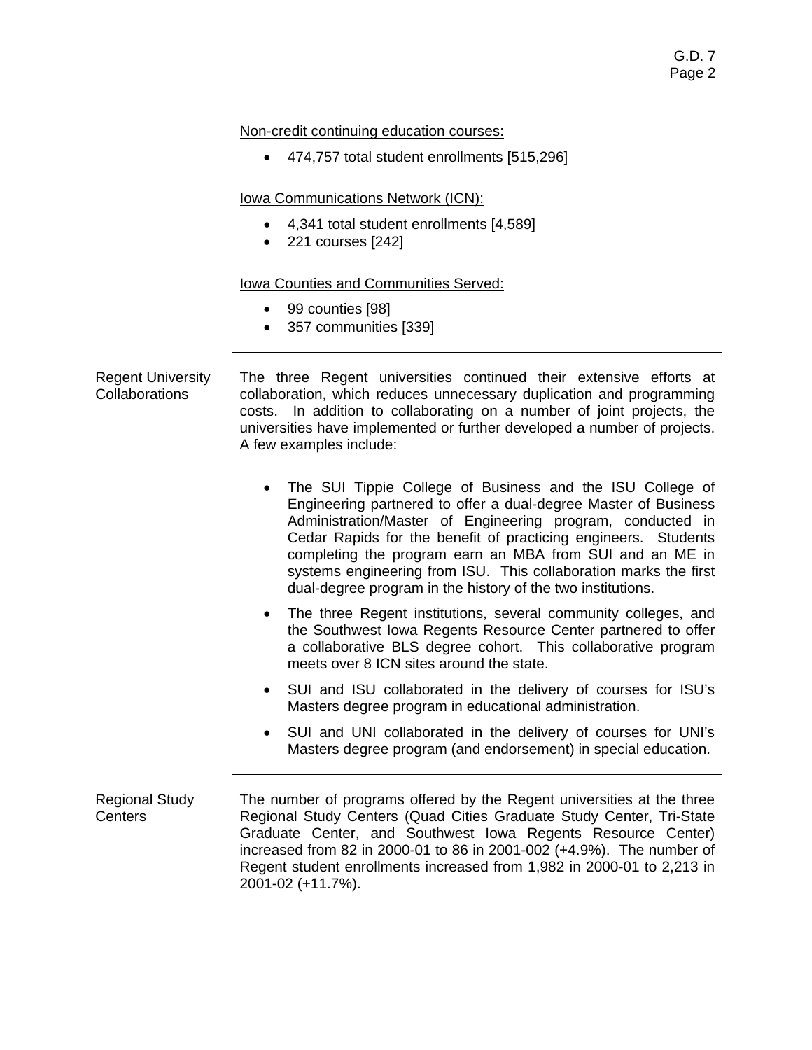Non-credit continuing education courses:

- 474,757 total student enrollments [515,296]

Iowa Communications Network (ICN):

- 4,341 total student enrollments [4,589]
- 221 courses [242]

Iowa Counties and Communities Served:

- 99 counties [98]
- 357 communities [339]

---

**Regent University Collaborations**

The three Regent universities continued their extensive efforts at collaboration, which reduces unnecessary duplication and programming costs. In addition to collaborating on a number of joint projects, the universities have implemented or further developed a number of projects. A few examples include:

- The SUI Tippie College of Business and the ISU College of Engineering partnered to offer a dual-degree Master of Business Administration/Master of Engineering program, conducted in Cedar Rapids for the benefit of practicing engineers. Students completing the program earn an MBA from SUI and an ME in systems engineering from ISU. This collaboration marks the first dual-degree program in the history of the two institutions.
- The three Regent institutions, several community colleges, and the Southwest Iowa Regents Resource Center partnered to offer a collaborative BLS degree cohort. This collaborative program meets over 8 ICN sites around the state.
- SUI and ISU collaborated in the delivery of courses for ISU's Masters degree program in educational administration.
- SUI and UNI collaborated in the delivery of courses for UNI's Masters degree program (and endorsement) in special education.

---

**Regional Study Centers**

The number of programs offered by the Regent universities at the three Regional Study Centers (Quad Cities Graduate Study Center, Tri-State Graduate Center, and Southwest Iowa Regents Resource Center) increased from 82 in 2000-01 to 86 in 2001-002 (+4.9%). The number of Regent student enrollments increased from 1,982 in 2000-01 to 2,213 in 2001-02 (+11.7%).

---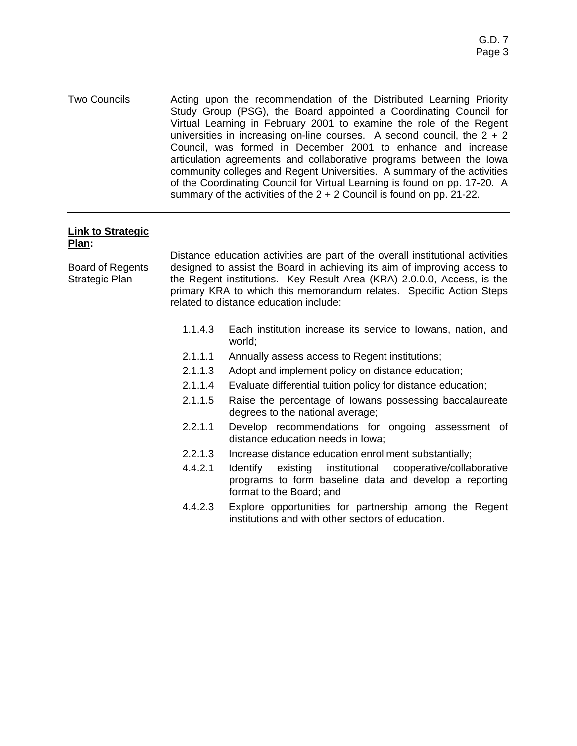Two Councils

Acting upon the recommendation of the Distributed Learning Priority Study Group (PSG), the Board appointed a Coordinating Council for Virtual Learning in February 2001 to examine the role of the Regent universities in increasing on-line courses. A second council, the 2 + 2 Council, was formed in December 2001 to enhance and increase articulation agreements and collaborative programs between the Iowa community colleges and Regent Universities. A summary of the activities of the Coordinating Council for Virtual Learning is found on pp. 17-20. A summary of the activities of the 2 + 2 Council is found on pp. 21-22.

---

**Link to Strategic Plan:**

Board of Regents Strategic Plan

Distance education activities are part of the overall institutional activities designed to assist the Board in achieving its aim of improving access to the Regent institutions. Key Result Area (KRA) 2.0.0.0, Access, is the primary KRA to which this memorandum relates. Specific Action Steps related to distance education include:

- 1.1.4.3 Each institution increase its service to Iowans, nation, and world;
- 2.1.1.1 Annually assess access to Regent institutions;
- 2.1.1.3 Adopt and implement policy on distance education;
- 2.1.1.4 Evaluate differential tuition policy for distance education;
- 2.1.1.5 Raise the percentage of Iowans possessing baccalaureate degrees to the national average;
- 2.2.1.1 Develop recommendations for ongoing assessment of distance education needs in Iowa;
- 2.2.1.3 Increase distance education enrollment substantially;
- 4.4.2.1 Identify existing institutional cooperative/collaborative programs to form baseline data and develop a reporting format to the Board; and
- 4.4.2.3 Explore opportunities for partnership among the Regent institutions and with other sectors of education.

---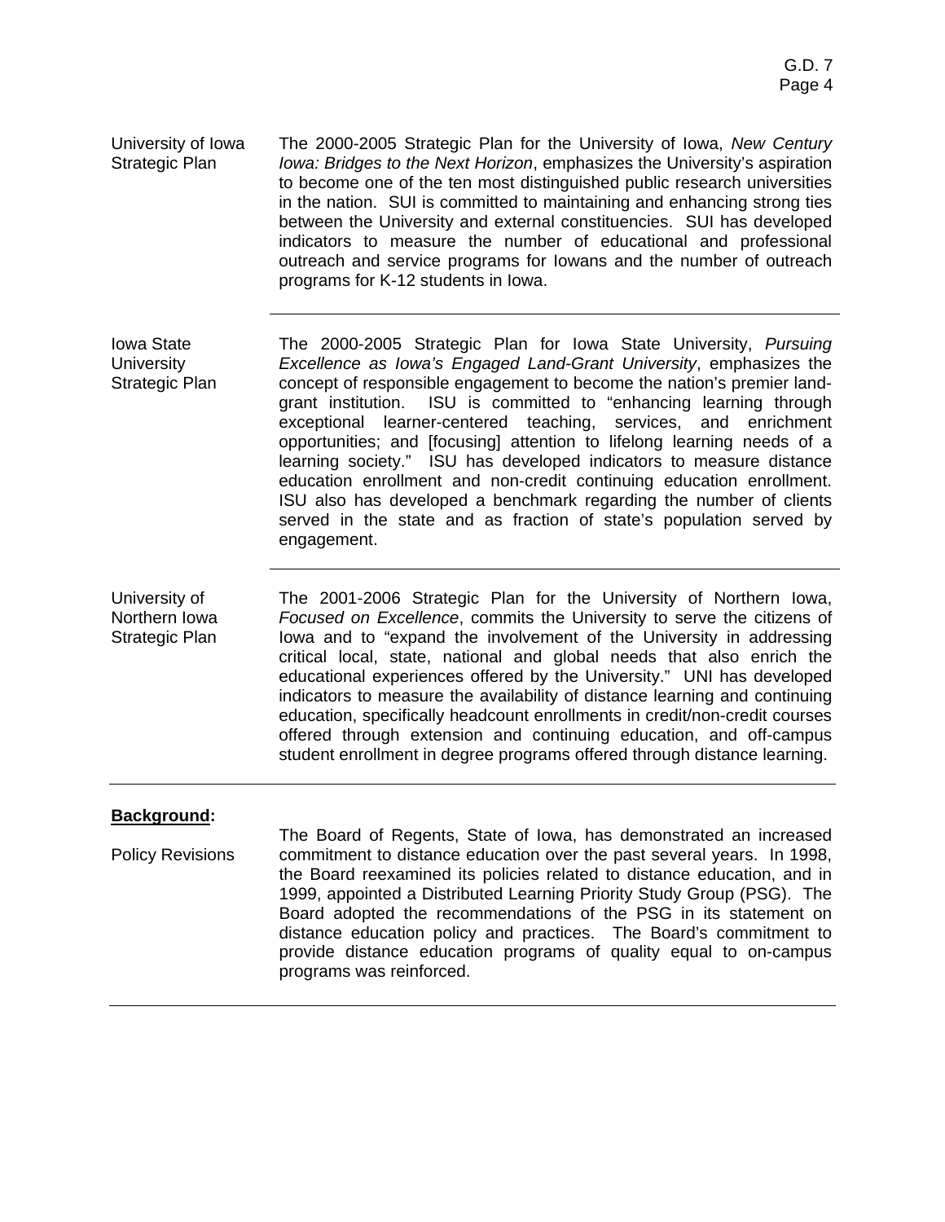**University of Iowa Strategic Plan**

The 2000-2005 Strategic Plan for the University of Iowa, *New Century Iowa: Bridges to the Next Horizon*, emphasizes the University's aspiration to become one of the ten most distinguished public research universities in the nation. SUI is committed to maintaining and enhancing strong ties between the University and external constituencies. SUI has developed indicators to measure the number of educational and professional outreach and service programs for Iowans and the number of outreach programs for K-12 students in Iowa.

---

**Iowa State University Strategic Plan**

The 2000-2005 Strategic Plan for Iowa State University, *Pursuing Excellence as Iowa's Engaged Land-Grant University*, emphasizes the concept of responsible engagement to become the nation's premier land-grant institution. ISU is committed to "enhancing learning through exceptional learner-centered teaching, services, and enrichment opportunities; and [focusing] attention to lifelong learning needs of a learning society." ISU has developed indicators to measure distance education enrollment and non-credit continuing education enrollment. ISU also has developed a benchmark regarding the number of clients served in the state and as fraction of state's population served by engagement.

---

**University of Northern Iowa Strategic Plan**

The 2001-2006 Strategic Plan for the University of Northern Iowa, *Focused on Excellence*, commits the University to serve the citizens of Iowa and to "expand the involvement of the University in addressing critical local, state, national and global needs that also enrich the educational experiences offered by the University." UNI has developed indicators to measure the availability of distance learning and continuing education, specifically headcount enrollments in credit/non-credit courses offered through extension and continuing education, and off-campus student enrollment in degree programs offered through distance learning.

---

## Background:

**Policy Revisions**

The Board of Regents, State of Iowa, has demonstrated an increased commitment to distance education over the past several years. In 1998, the Board reexamined its policies related to distance education, and in 1999, appointed a Distributed Learning Priority Study Group (PSG). The Board adopted the recommendations of the PSG in its statement on distance education policy and practices. The Board's commitment to provide distance education programs of quality equal to on-campus programs was reinforced.

---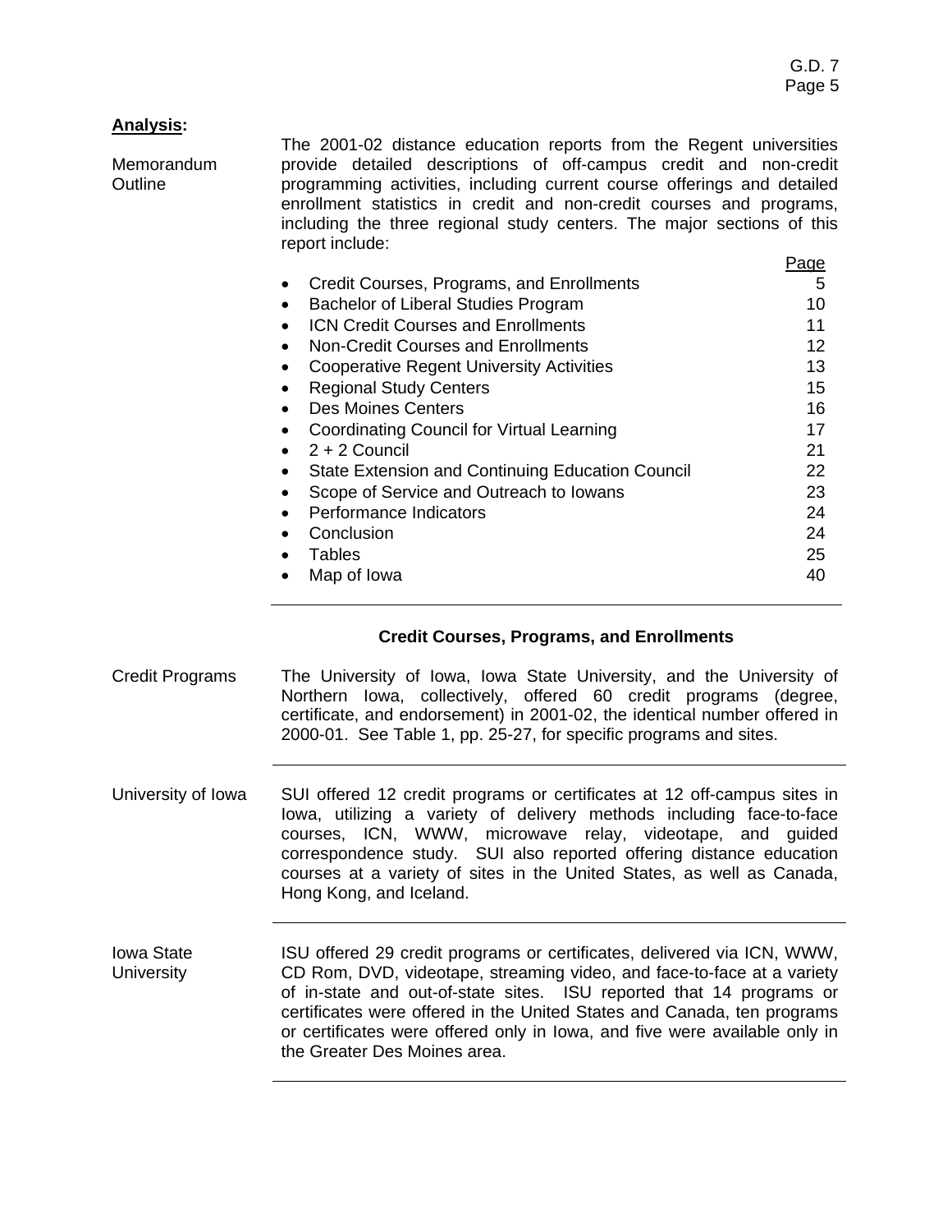**Analysis:**

**Memorandum Outline**

The 2001-02 distance education reports from the Regent universities provide detailed descriptions of off-campus credit and non-credit programming activities, including current course offerings and detailed enrollment statistics in credit and non-credit courses and programs, including the three regional study centers. The major sections of this report include:

| Section | Page |
|---|---|
| • Credit Courses, Programs, and Enrollments | 5 |
| • Bachelor of Liberal Studies Program | 10 |
| • ICN Credit Courses and Enrollments | 11 |
| • Non-Credit Courses and Enrollments | 12 |
| • Cooperative Regent University Activities | 13 |
| • Regional Study Centers | 15 |
| • Des Moines Centers | 16 |
| • Coordinating Council for Virtual Learning | 17 |
| • 2 + 2 Council | 21 |
| • State Extension and Continuing Education Council | 22 |
| • Scope of Service and Outreach to Iowans | 23 |
| • Performance Indicators | 24 |
| • Conclusion | 24 |
| • Tables | 25 |
| • Map of Iowa | 40 |

## Credit Courses, Programs, and Enrollments

**Credit Programs**

The University of Iowa, Iowa State University, and the University of Northern Iowa, collectively, offered 60 credit programs (degree, certificate, and endorsement) in 2001-02, the identical number offered in 2000-01. See Table 1, pp. 25-27, for specific programs and sites.

**University of Iowa**

SUI offered 12 credit programs or certificates at 12 off-campus sites in Iowa, utilizing a variety of delivery methods including face-to-face courses, ICN, WWW, microwave relay, videotape, and guided correspondence study. SUI also reported offering distance education courses at a variety of sites in the United States, as well as Canada, Hong Kong, and Iceland.

**Iowa State University**

ISU offered 29 credit programs or certificates, delivered via ICN, WWW, CD Rom, DVD, videotape, streaming video, and face-to-face at a variety of in-state and out-of-state sites. ISU reported that 14 programs or certificates were offered in the United States and Canada, ten programs or certificates were offered only in Iowa, and five were available only in the Greater Des Moines area.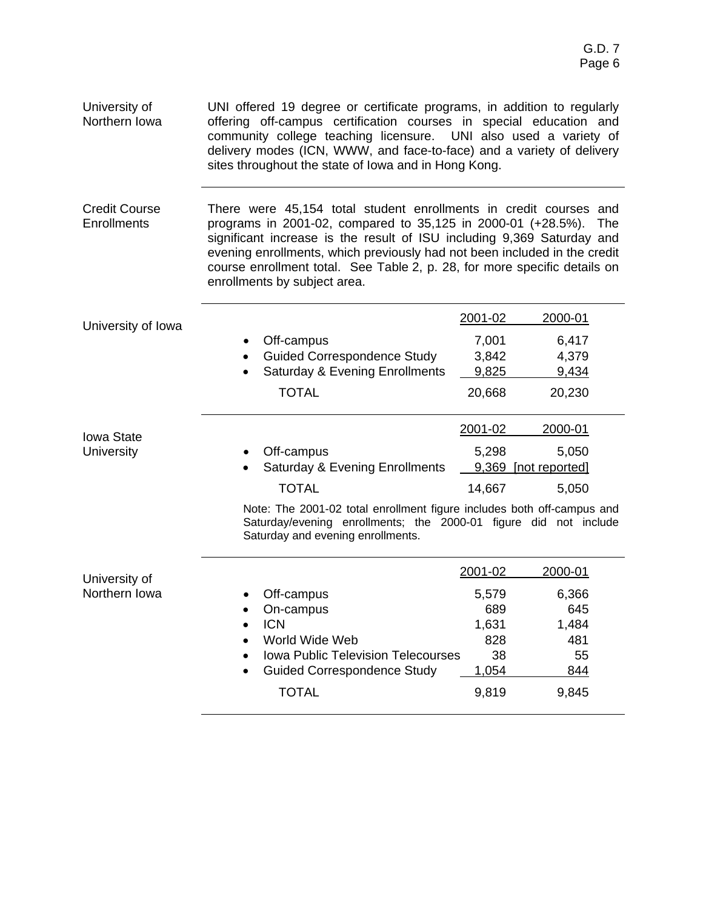**University of Northern Iowa**

UNI offered 19 degree or certificate programs, in addition to regularly offering off-campus certification courses in special education and community college teaching licensure. UNI also used a variety of delivery modes (ICN, WWW, and face-to-face) and a variety of delivery sites throughout the state of Iowa and in Hong Kong.

---

**Credit Course Enrollments**

There were 45,154 total student enrollments in credit courses and programs in 2001-02, compared to 35,125 in 2000-01 (+28.5%). The significant increase is the result of ISU including 9,369 Saturday and evening enrollments, which previously had not been included in the credit course enrollment total. See Table 2, p. 28, for more specific details on enrollments by subject area.

---

**University of Iowa**

| | 2001-02 | 2000-01 |
|---|---|---|
| • Off-campus | 7,001 | 6,417 |
| • Guided Correspondence Study | 3,842 | 4,379 |
| • Saturday & Evening Enrollments | 9,825 | 9,434 |
| TOTAL | 20,668 | 20,230 |

---

**Iowa State University**

| | 2001-02 | 2000-01 |
|---|---|---|
| • Off-campus | 5,298 | 5,050 |
| • Saturday & Evening Enrollments | 9,369 | [not reported] |
| TOTAL | 14,667 | 5,050 |

Note: The 2001-02 total enrollment figure includes both off-campus and Saturday/evening enrollments; the 2000-01 figure did not include Saturday and evening enrollments.

---

**University of Northern Iowa**

| | 2001-02 | 2000-01 |
|---|---|---|
| • Off-campus | 5,579 | 6,366 |
| • On-campus | 689 | 645 |
| • ICN | 1,631 | 1,484 |
| • World Wide Web | 828 | 481 |
| • Iowa Public Television Telecourses | 38 | 55 |
| • Guided Correspondence Study | 1,054 | 844 |
| TOTAL | 9,819 | 9,845 |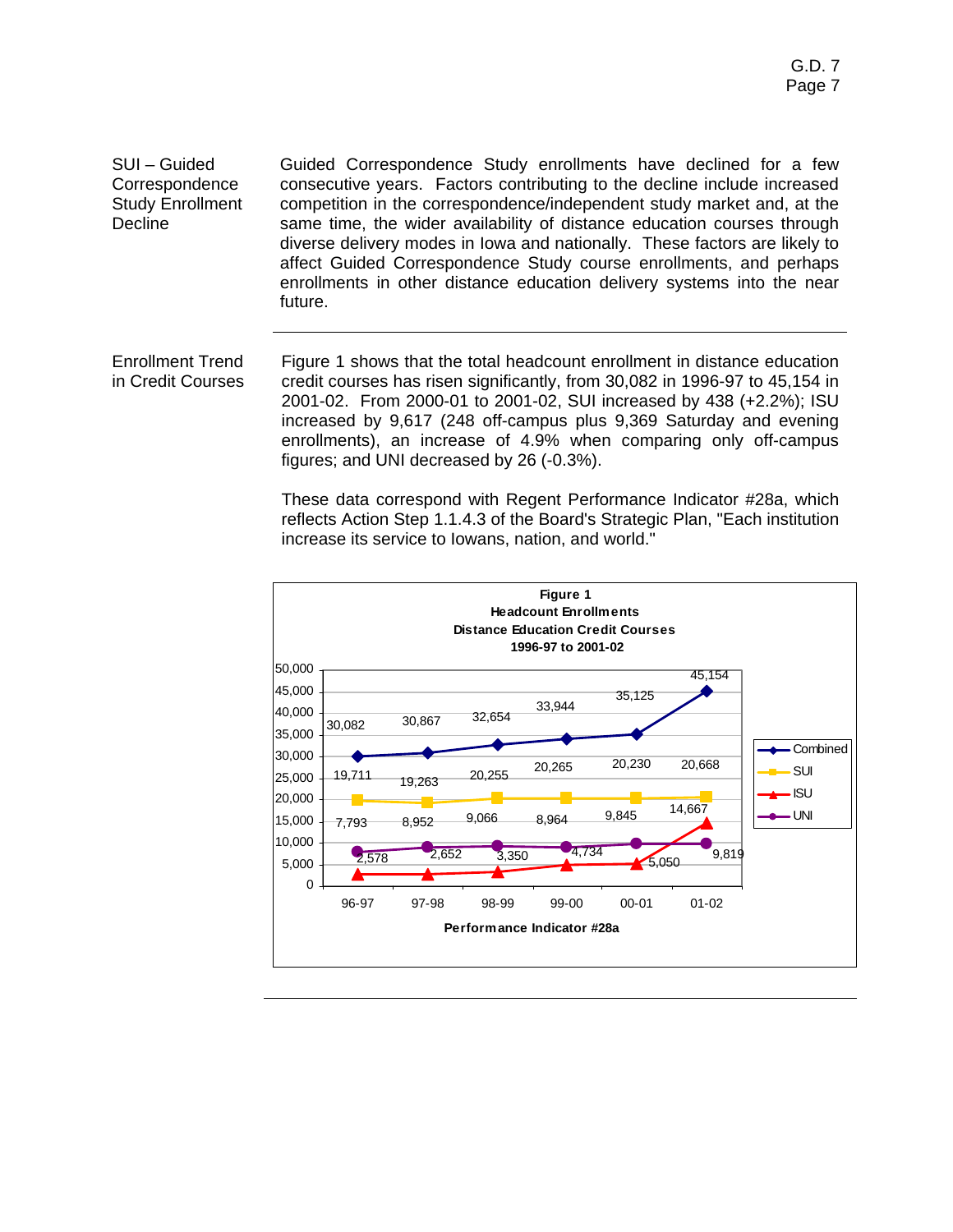**SUI – Guided Correspondence Study Enrollment Decline**

Guided Correspondence Study enrollments have declined for a few consecutive years. Factors contributing to the decline include increased competition in the correspondence/independent study market and, at the same time, the wider availability of distance education courses through diverse delivery modes in Iowa and nationally. These factors are likely to affect Guided Correspondence Study course enrollments, and perhaps enrollments in other distance education delivery systems into the near future.

---

**Enrollment Trend in Credit Courses**

Figure 1 shows that the total headcount enrollment in distance education credit courses has risen significantly, from 30,082 in 1996-97 to 45,154 in 2001-02. From 2000-01 to 2001-02, SUI increased by 438 (+2.2%); ISU increased by 9,617 (248 off-campus plus 9,369 Saturday and evening enrollments), an increase of 4.9% when comparing only off-campus figures; and UNI decreased by 26 (-0.3%).

These data correspond with Regent Performance Indicator #28a, which reflects Action Step 1.1.4.3 of the Board's Strategic Plan, "Each institution increase its service to Iowans, nation, and world."

**Figure 1**
**Headcount Enrollments**
**Distance Education Credit Courses**
**1996-97 to 2001-02**

| | 96-97 | 97-98 | 98-99 | 99-00 | 00-01 | 01-02 |
|---|---|---|---|---|---|---|
| Combined | 30,082 | 30,867 | 32,654 | 33,944 | 35,125 | 45,154 |
| SUI | 19,711 | 19,263 | 20,255 | 20,265 | 20,230 | 20,668 |
| ISU | 2,578 | 2,652 | 3,350 | 4,734 | 5,050 | 14,667 |
| UNI | 7,793 | 8,952 | 9,066 | 8,964 | 9,845 | 9,819 |

**Performance Indicator #28a**

---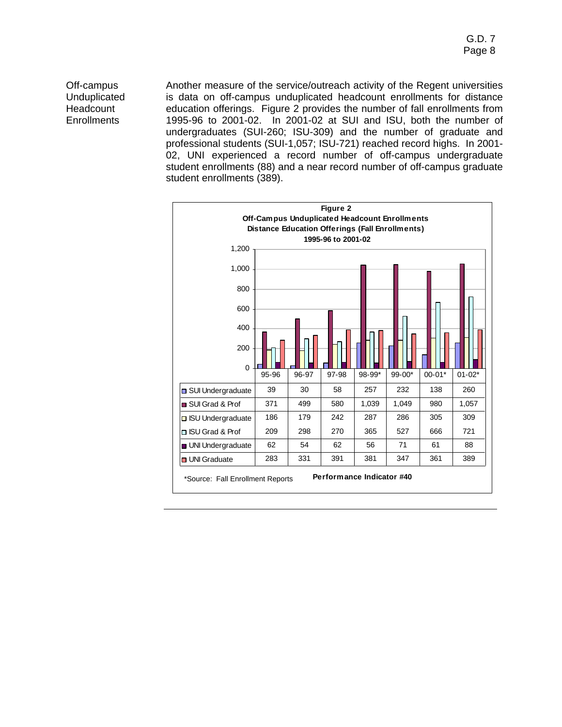**Off-campus Unduplicated Headcount Enrollments**

Another measure of the service/outreach activity of the Regent universities is data on off-campus unduplicated headcount enrollments for distance education offerings. Figure 2 provides the number of fall enrollments from 1995-96 to 2001-02. In 2001-02 at SUI and ISU, both the number of undergraduates (SUI-260; ISU-309) and the number of graduate and professional students (SUI-1,057; ISU-721) reached record highs. In 2001-02, UNI experienced a record number of off-campus undergraduate student enrollments (88) and a near record number of off-campus graduate student enrollments (389).

**Figure 2**
**Off-Campus Unduplicated Headcount Enrollments**
**Distance Education Offerings (Fall Enrollments)**
**1995-96 to 2001-02**

| | 95-96 | 96-97 | 97-98 | 98-99* | 99-00* | 00-01* | 01-02* |
|---|---|---|---|---|---|---|---|
| SUI Undergraduate | 39 | 30 | 58 | 257 | 232 | 138 | 260 |
| SUI Grad & Prof | 371 | 499 | 580 | 1,039 | 1,049 | 980 | 1,057 |
| ISU Undergraduate | 186 | 179 | 242 | 287 | 286 | 305 | 309 |
| ISU Grad & Prof | 209 | 298 | 270 | 365 | 527 | 666 | 721 |
| UNI Undergraduate | 62 | 54 | 62 | 56 | 71 | 61 | 88 |
| UNI Graduate | 283 | 331 | 391 | 381 | 347 | 361 | 389 |

*Source: Fall Enrollment Reports

**Performance Indicator #40**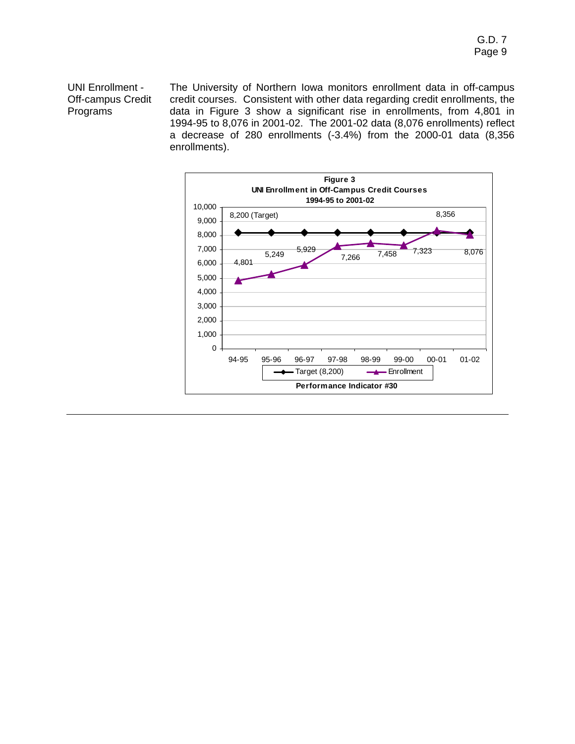**UNI Enrollment - Off-campus Credit Programs**

The University of Northern Iowa monitors enrollment data in off-campus credit courses. Consistent with other data regarding credit enrollments, the data in Figure 3 show a significant rise in enrollments, from 4,801 in 1994-95 to 8,076 in 2001-02. The 2001-02 data (8,076 enrollments) reflect a decrease of 280 enrollments (-3.4%) from the 2000-01 data (8,356 enrollments).

**Figure 3**
**UNI Enrollment in Off-Campus Credit Courses**
**1994-95 to 2001-02**

| Year | Target (8,200) | Enrollment |
|---|---|---|
| 94-95 | 8,200 | 4,801 |
| 95-96 | 8,200 | 5,249 |
| 96-97 | 8,200 | 5,929 |
| 97-98 | 8,200 | 7,266 |
| 98-99 | 8,200 | 7,458 |
| 99-00 | 8,200 | 7,323 |
| 00-01 | 8,200 | 8,356 |
| 01-02 | 8,200 | 8,076 |

**Performance Indicator #30**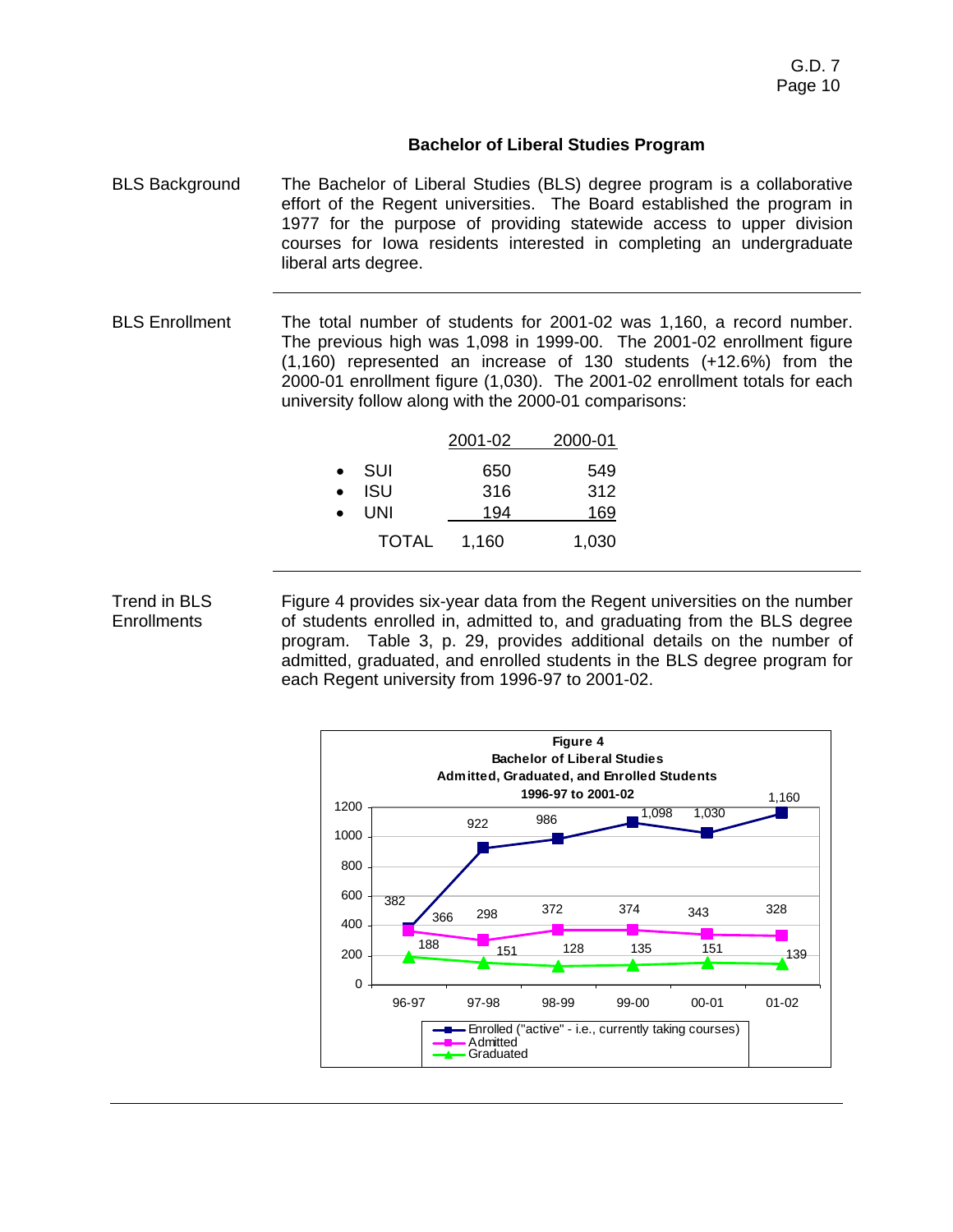## Bachelor of Liberal Studies Program

**BLS Background**

The Bachelor of Liberal Studies (BLS) degree program is a collaborative effort of the Regent universities. The Board established the program in 1977 for the purpose of providing statewide access to upper division courses for Iowa residents interested in completing an undergraduate liberal arts degree.

---

**BLS Enrollment**

The total number of students for 2001-02 was 1,160, a record number. The previous high was 1,098 in 1999-00. The 2001-02 enrollment figure (1,160) represented an increase of 130 students (+12.6%) from the 2000-01 enrollment figure (1,030). The 2001-02 enrollment totals for each university follow along with the 2000-01 comparisons:

| | 2001-02 | 2000-01 |
|---|---|---|
| • SUI | 650 | 549 |
| • ISU | 316 | 312 |
| • UNI | 194 | 169 |
| TOTAL | 1,160 | 1,030 |

---

**Trend in BLS Enrollments**

Figure 4 provides six-year data from the Regent universities on the number of students enrolled in, admitted to, and graduating from the BLS degree program. Table 3, p. 29, provides additional details on the number of admitted, graduated, and enrolled students in the BLS degree program for each Regent university from 1996-97 to 2001-02.

**Figure 4**
**Bachelor of Liberal Studies**
**Admitted, Graduated, and Enrolled Students**
**1996-97 to 2001-02**

| | 96-97 | 97-98 | 98-99 | 99-00 | 00-01 | 01-02 |
|---|---|---|---|---|---|---|
| Enrolled ("active" - i.e., currently taking courses) | 382 | 922 | 986 | 1,098 | 1,030 | 1,160 |
| Admitted | 366 | 298 | 372 | 374 | 343 | 328 |
| Graduated | 188 | 151 | 128 | 135 | 151 | 139 |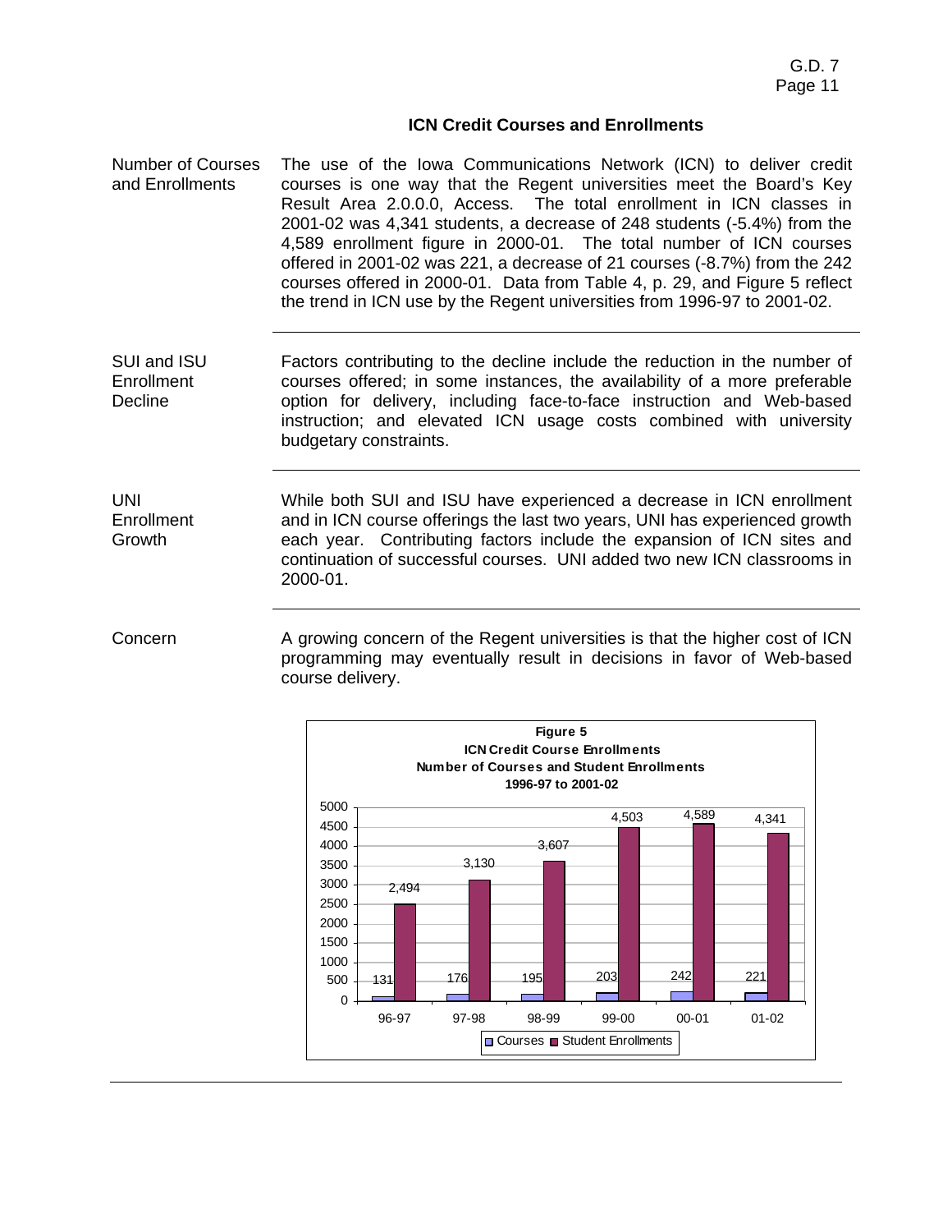## ICN Credit Courses and Enrollments

**Number of Courses and Enrollments**

The use of the Iowa Communications Network (ICN) to deliver credit courses is one way that the Regent universities meet the Board's Key Result Area 2.0.0.0, Access. The total enrollment in ICN classes in 2001-02 was 4,341 students, a decrease of 248 students (-5.4%) from the 4,589 enrollment figure in 2000-01. The total number of ICN courses offered in 2001-02 was 221, a decrease of 21 courses (-8.7%) from the 242 courses offered in 2000-01. Data from Table 4, p. 29, and Figure 5 reflect the trend in ICN use by the Regent universities from 1996-97 to 2001-02.

**SUI and ISU Enrollment Decline**

Factors contributing to the decline include the reduction in the number of courses offered; in some instances, the availability of a more preferable option for delivery, including face-to-face instruction and Web-based instruction; and elevated ICN usage costs combined with university budgetary constraints.

**UNI Enrollment Growth**

While both SUI and ISU have experienced a decrease in ICN enrollment and in ICN course offerings the last two years, UNI has experienced growth each year. Contributing factors include the expansion of ICN sites and continuation of successful courses. UNI added two new ICN classrooms in 2000-01.

**Concern**

A growing concern of the Regent universities is that the higher cost of ICN programming may eventually result in decisions in favor of Web-based course delivery.

**Figure 5**
**ICN Credit Course Enrollments**
**Number of Courses and Student Enrollments**
**1996-97 to 2001-02**

| Year | Courses | Student Enrollments |
|---|---|---|
| 96-97 | 131 | 2,494 |
| 97-98 | 176 | 3,130 |
| 98-99 | 195 | 3,607 |
| 99-00 | 203 | 4,503 |
| 00-01 | 242 | 4,589 |
| 01-02 | 221 | 4,341 |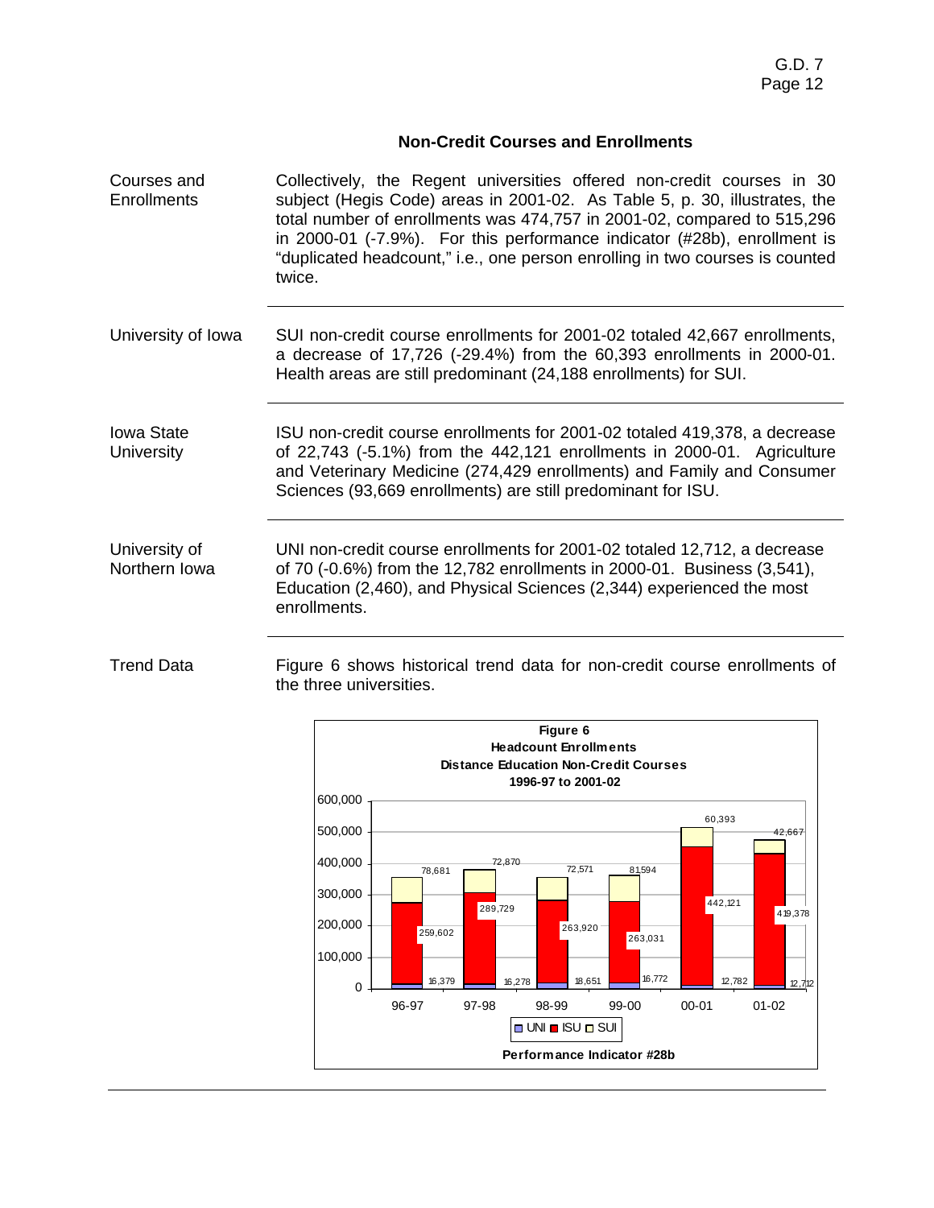## Non-Credit Courses and Enrollments

**Courses and Enrollments**

Collectively, the Regent universities offered non-credit courses in 30 subject (Hegis Code) areas in 2001-02. As Table 5, p. 30, illustrates, the total number of enrollments was 474,757 in 2001-02, compared to 515,296 in 2000-01 (-7.9%). For this performance indicator (#28b), enrollment is "duplicated headcount," i.e., one person enrolling in two courses is counted twice.

---

**University of Iowa**

SUI non-credit course enrollments for 2001-02 totaled 42,667 enrollments, a decrease of 17,726 (-29.4%) from the 60,393 enrollments in 2000-01. Health areas are still predominant (24,188 enrollments) for SUI.

---

**Iowa State University**

ISU non-credit course enrollments for 2001-02 totaled 419,378, a decrease of 22,743 (-5.1%) from the 442,121 enrollments in 2000-01. Agriculture and Veterinary Medicine (274,429 enrollments) and Family and Consumer Sciences (93,669 enrollments) are still predominant for ISU.

---

**University of Northern Iowa**

UNI non-credit course enrollments for 2001-02 totaled 12,712, a decrease of 70 (-0.6%) from the 12,782 enrollments in 2000-01. Business (3,541), Education (2,460), and Physical Sciences (2,344) experienced the most enrollments.

---

**Trend Data**

Figure 6 shows historical trend data for non-credit course enrollments of the three universities.

**Figure 6**
**Headcount Enrollments**
**Distance Education Non-Credit Courses**
**1996-97 to 2001-02**

| Year | UNI | ISU | SUI |
|---|---|---|---|
| 96-97 | 16,379 | 259,602 | 78,681 |
| 97-98 | 16,278 | 289,729 | 72,870 |
| 98-99 | 18,651 | 263,920 | 72,571 |
| 99-00 | 16,772 | 263,031 | 81594 |
| 00-01 | 12,782 | 442,121 | 60,393 |
| 01-02 | 12,712 | 419,378 | 42,667 |

**Performance Indicator #28b**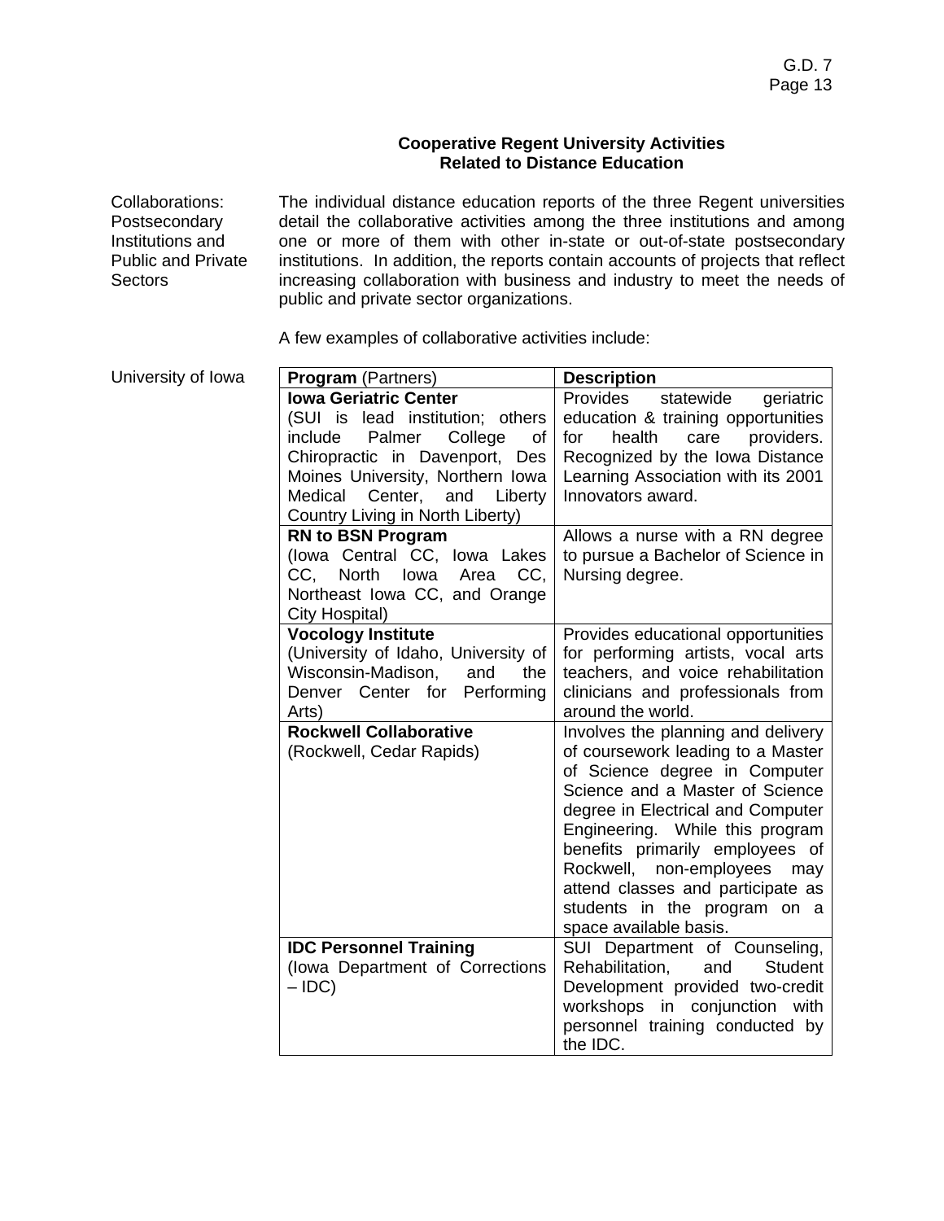## Cooperative Regent University Activities Related to Distance Education

**Collaborations: Postsecondary Institutions and Public and Private Sectors**

The individual distance education reports of the three Regent universities detail the collaborative activities among the three institutions and among one or more of them with other in-state or out-of-state postsecondary institutions. In addition, the reports contain accounts of projects that reflect increasing collaboration with business and industry to meet the needs of public and private sector organizations.

A few examples of collaborative activities include:

**University of Iowa**

| **Program** (Partners) | **Description** |
|---|---|
| **Iowa Geriatric Center** (SUI is lead institution; others include Palmer College of Chiropractic in Davenport, Des Moines University, Northern Iowa Medical Center, and Liberty Country Living in North Liberty) | Provides statewide geriatric education & training opportunities for health care providers. Recognized by the Iowa Distance Learning Association with its 2001 Innovators award. |
| **RN to BSN Program** (Iowa Central CC, Iowa Lakes CC, North Iowa Area CC, Northeast Iowa CC, and Orange City Hospital) | Allows a nurse with a RN degree to pursue a Bachelor of Science in Nursing degree. |
| **Vocology Institute** (University of Idaho, University of Wisconsin-Madison, and the Denver Center for Performing Arts) | Provides educational opportunities for performing artists, vocal arts teachers, and voice rehabilitation clinicians and professionals from around the world. |
| **Rockwell Collaborative** (Rockwell, Cedar Rapids) | Involves the planning and delivery of coursework leading to a Master of Science degree in Computer Science and a Master of Science degree in Electrical and Computer Engineering. While this program benefits primarily employees of Rockwell, non-employees may attend classes and participate as students in the program on a space available basis. |
| **IDC Personnel Training** (Iowa Department of Corrections – IDC) | SUI Department of Counseling, Rehabilitation, and Student Development provided two-credit workshops in conjunction with personnel training conducted by the IDC. |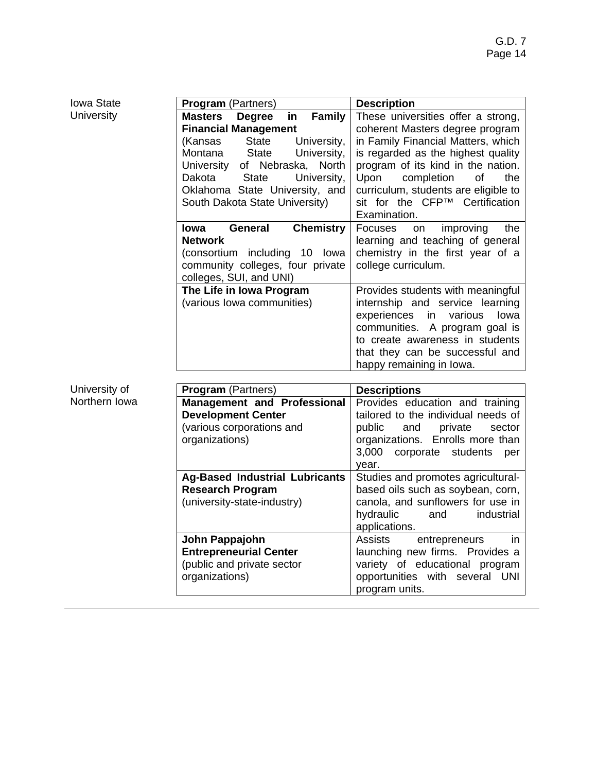Iowa State University

| **Program** (Partners) | **Description** |
|---|---|
| **Masters Degree in Family Financial Management** (Kansas State University, Montana State University, University of Nebraska, North Dakota State University, Oklahoma State University, and South Dakota State University) | These universities offer a strong, coherent Masters degree program in Family Financial Matters, which is regarded as the highest quality program of its kind in the nation. Upon completion of the curriculum, students are eligible to sit for the CFP™ Certification Examination. |
| **Iowa General Chemistry Network** (consortium including 10 Iowa community colleges, four private colleges, SUI, and UNI) | Focuses on improving the learning and teaching of general chemistry in the first year of a college curriculum. |
| **The Life in Iowa Program** (various Iowa communities) | Provides students with meaningful internship and service learning experiences in various Iowa communities. A program goal is to create awareness in students that they can be successful and happy remaining in Iowa. |

University of Northern Iowa

| **Program** (Partners) | **Descriptions** |
|---|---|
| **Management and Professional Development Center** (various corporations and organizations) | Provides education and training tailored to the individual needs of public and private sector organizations. Enrolls more than 3,000 corporate students per year. |
| **Ag-Based Industrial Lubricants Research Program** (university-state-industry) | Studies and promotes agricultural-based oils such as soybean, corn, canola, and sunflowers for use in hydraulic and industrial applications. |
| **John Pappajohn Entrepreneurial Center** (public and private sector organizations) | Assists entrepreneurs in launching new firms. Provides a variety of educational program opportunities with several UNI program units. |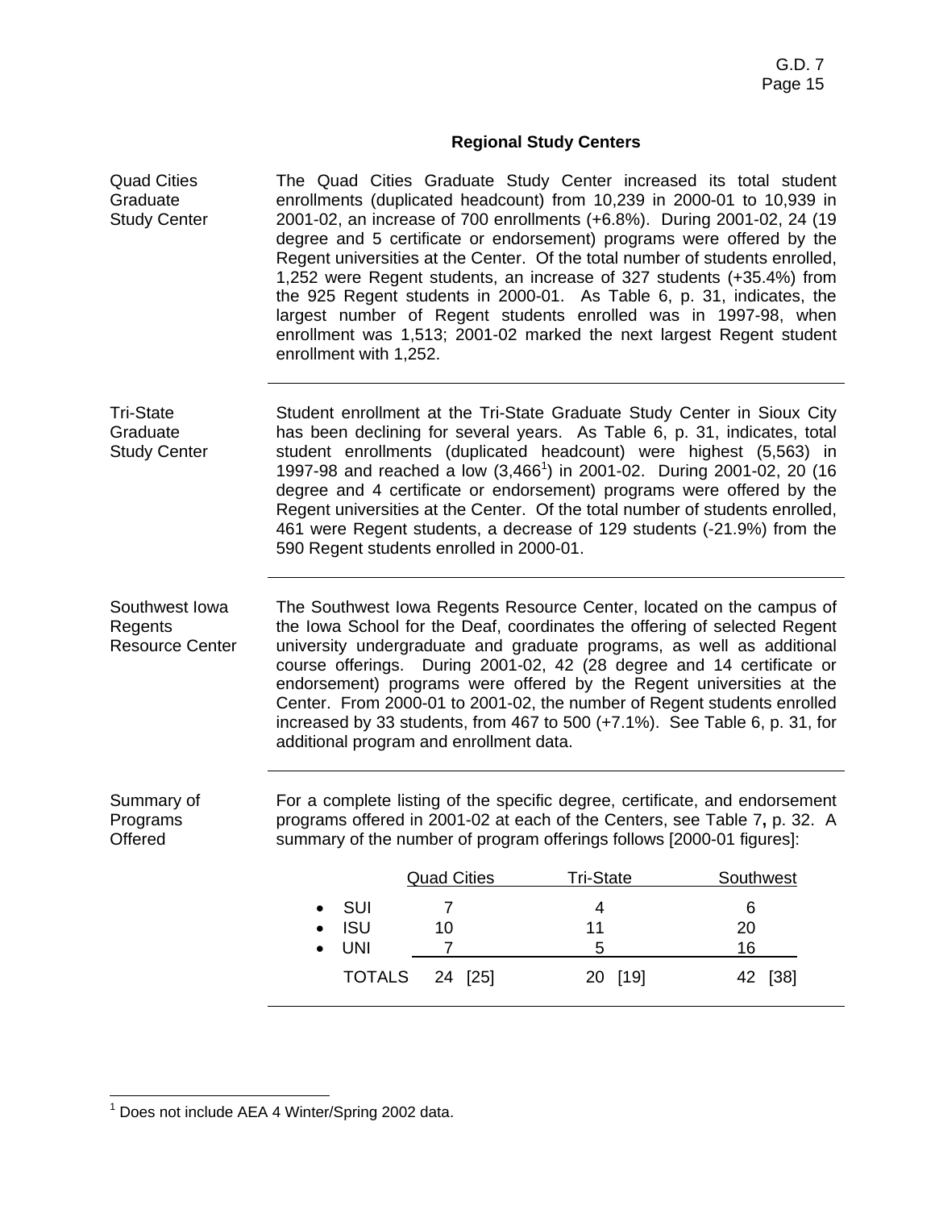## Regional Study Centers

**Quad Cities Graduate Study Center**

The Quad Cities Graduate Study Center increased its total student enrollments (duplicated headcount) from 10,239 in 2000-01 to 10,939 in 2001-02, an increase of 700 enrollments (+6.8%). During 2001-02, 24 (19 degree and 5 certificate or endorsement) programs were offered by the Regent universities at the Center. Of the total number of students enrolled, 1,252 were Regent students, an increase of 327 students (+35.4%) from the 925 Regent students in 2000-01. As Table 6, p. 31, indicates, the largest number of Regent students enrolled was in 1997-98, when enrollment was 1,513; 2001-02 marked the next largest Regent student enrollment with 1,252.

---

**Tri-State Graduate Study Center**

Student enrollment at the Tri-State Graduate Study Center in Sioux City has been declining for several years. As Table 6, p. 31, indicates, total student enrollments (duplicated headcount) were highest (5,563) in 1997-98 and reached a low (3,466[1]) in 2001-02. During 2001-02, 20 (16 degree and 4 certificate or endorsement) programs were offered by the Regent universities at the Center. Of the total number of students enrolled, 461 were Regent students, a decrease of 129 students (-21.9%) from the 590 Regent students enrolled in 2000-01.

---

**Southwest Iowa Regents Resource Center**

The Southwest Iowa Regents Resource Center, located on the campus of the Iowa School for the Deaf, coordinates the offering of selected Regent university undergraduate and graduate programs, as well as additional course offerings. During 2001-02, 42 (28 degree and 14 certificate or endorsement) programs were offered by the Regent universities at the Center. From 2000-01 to 2001-02, the number of Regent students enrolled increased by 33 students, from 467 to 500 (+7.1%). See Table 6, p. 31, for additional program and enrollment data.

---

**Summary of Programs Offered**

For a complete listing of the specific degree, certificate, and endorsement programs offered in 2001-02 at each of the Centers, see Table 7**,** p. 32. A summary of the number of program offerings follows [2000-01 figures]:

| | Quad Cities | Tri-State | Southwest |
|---|---|---|---|
| • SUI | 7 | 4 | 6 |
| • ISU | 10 | 11 | 20 |
| • UNI | 7 | 5 | 16 |
| TOTALS | 24 [25] | 20 [19] | 42 [38] |

---

[1] Does not include AEA 4 Winter/Spring 2002 data.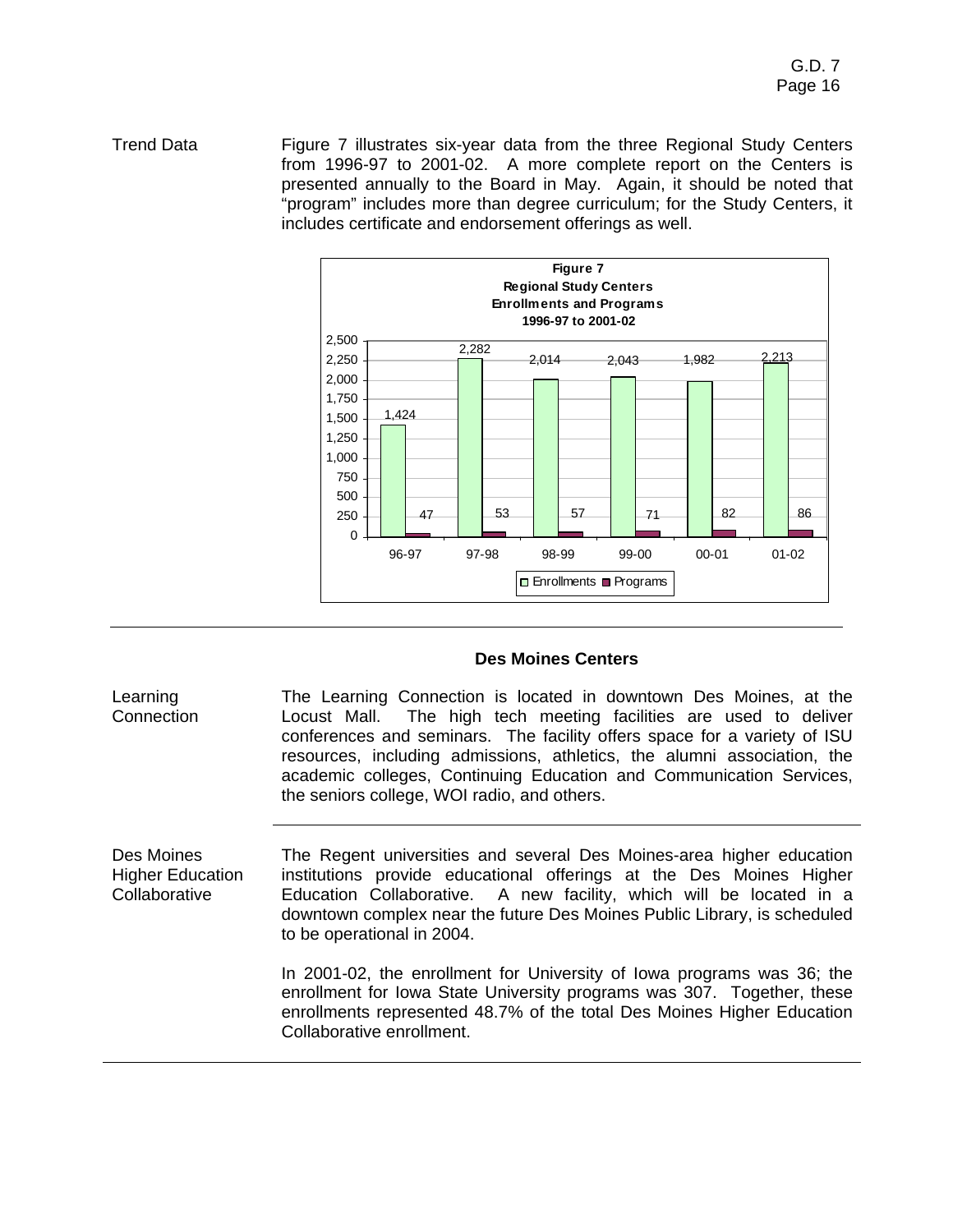Trend Data

Figure 7 illustrates six-year data from the three Regional Study Centers from 1996-97 to 2001-02. A more complete report on the Centers is presented annually to the Board in May. Again, it should be noted that "program" includes more than degree curriculum; for the Study Centers, it includes certificate and endorsement offerings as well.

**Figure 7**
**Regional Study Centers**
**Enrollments and Programs**
**1996-97 to 2001-02**

| Year | Enrollments | Programs |
|---|---|---|
| 96-97 | 1,424 | 47 |
| 97-98 | 2,282 | 53 |
| 98-99 | 2,014 | 57 |
| 99-00 | 2,043 | 71 |
| 00-01 | 1,982 | 82 |
| 01-02 | 2,213 | 86 |

---

## Des Moines Centers

Learning Connection

The Learning Connection is located in downtown Des Moines, at the Locust Mall. The high tech meeting facilities are used to deliver conferences and seminars. The facility offers space for a variety of ISU resources, including admissions, athletics, the alumni association, the academic colleges, Continuing Education and Communication Services, the seniors college, WOI radio, and others.

---

Des Moines Higher Education Collaborative

The Regent universities and several Des Moines-area higher education institutions provide educational offerings at the Des Moines Higher Education Collaborative. A new facility, which will be located in a downtown complex near the future Des Moines Public Library, is scheduled to be operational in 2004.

In 2001-02, the enrollment for University of Iowa programs was 36; the enrollment for Iowa State University programs was 307. Together, these enrollments represented 48.7% of the total Des Moines Higher Education Collaborative enrollment.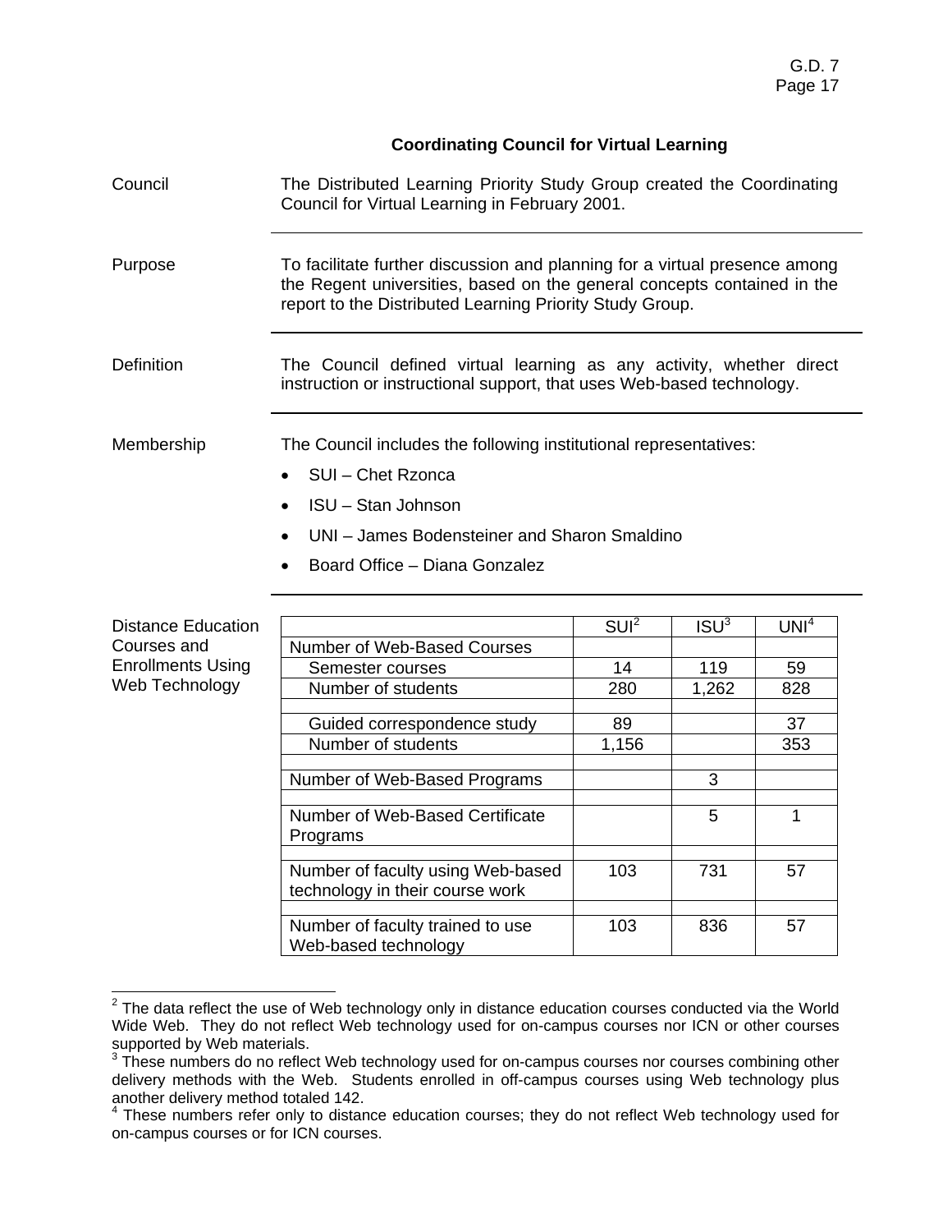## Coordinating Council for Virtual Learning

**Council**

The Distributed Learning Priority Study Group created the Coordinating Council for Virtual Learning in February 2001.

**Purpose**

To facilitate further discussion and planning for a virtual presence among the Regent universities, based on the general concepts contained in the report to the Distributed Learning Priority Study Group.

**Definition**

The Council defined virtual learning as any activity, whether direct instruction or instructional support, that uses Web-based technology.

**Membership**

The Council includes the following institutional representatives:

- SUI – Chet Rzonca
- ISU – Stan Johnson
- UNI – James Bodensteiner and Sharon Smaldino
- Board Office – Diana Gonzalez

**Distance Education Courses and Enrollments Using Web Technology**

| | SUI[2] | ISU[3] | UNI[4] |
|---|---|---|---|
| Number of Web-Based Courses | | | |
| Semester courses | 14 | 119 | 59 |
| Number of students | 280 | 1,262 | 828 |
| | | | |
| Guided correspondence study | 89 | | 37 |
| Number of students | 1,156 | | 353 |
| | | | |
| Number of Web-Based Programs | | 3 | |
| | | | |
| Number of Web-Based Certificate Programs | | 5 | 1 |
| | | | |
| Number of faculty using Web-based technology in their course work | 103 | 731 | 57 |
| | | | |
| Number of faculty trained to use Web-based technology | 103 | 836 | 57 |

[2] The data reflect the use of Web technology only in distance education courses conducted via the World Wide Web. They do not reflect Web technology used for on-campus courses nor ICN or other courses supported by Web materials.

[3] These numbers do no reflect Web technology used for on-campus courses nor courses combining other delivery methods with the Web. Students enrolled in off-campus courses using Web technology plus another delivery method totaled 142.

[4] These numbers refer only to distance education courses; they do not reflect Web technology used for on-campus courses or for ICN courses.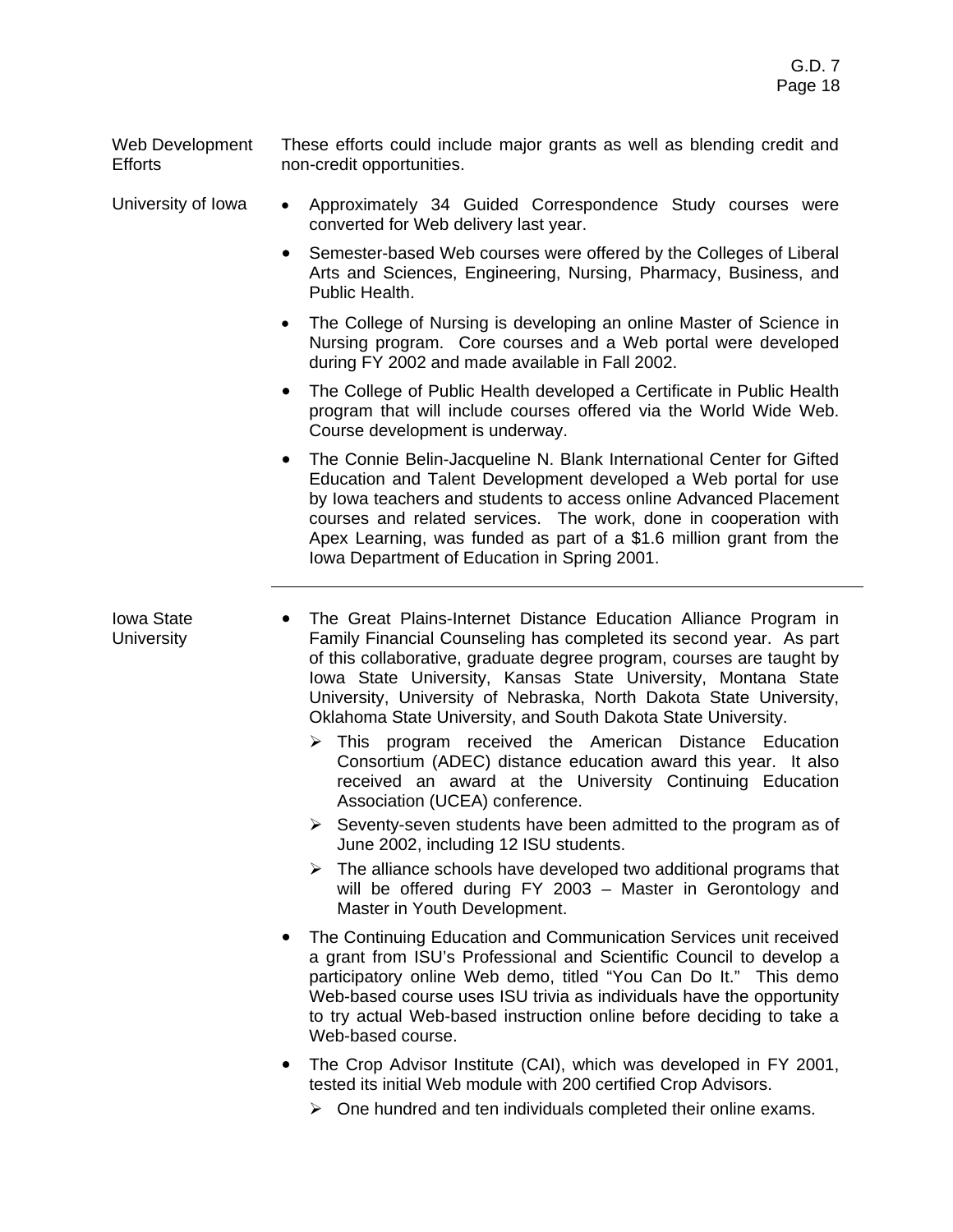**Web Development Efforts**

These efforts could include major grants as well as blending credit and non-credit opportunities.

**University of Iowa**

- Approximately 34 Guided Correspondence Study courses were converted for Web delivery last year.
- Semester-based Web courses were offered by the Colleges of Liberal Arts and Sciences, Engineering, Nursing, Pharmacy, Business, and Public Health.
- The College of Nursing is developing an online Master of Science in Nursing program. Core courses and a Web portal were developed during FY 2002 and made available in Fall 2002.
- The College of Public Health developed a Certificate in Public Health program that will include courses offered via the World Wide Web. Course development is underway.
- The Connie Belin-Jacqueline N. Blank International Center for Gifted Education and Talent Development developed a Web portal for use by Iowa teachers and students to access online Advanced Placement courses and related services. The work, done in cooperation with Apex Learning, was funded as part of a $1.6 million grant from the Iowa Department of Education in Spring 2001.

---

**Iowa State University**

- The Great Plains-Internet Distance Education Alliance Program in Family Financial Counseling has completed its second year. As part of this collaborative, graduate degree program, courses are taught by Iowa State University, Kansas State University, Montana State University, University of Nebraska, North Dakota State University, Oklahoma State University, and South Dakota State University.
  - This program received the American Distance Education Consortium (ADEC) distance education award this year. It also received an award at the University Continuing Education Association (UCEA) conference.
  - Seventy-seven students have been admitted to the program as of June 2002, including 12 ISU students.
  - The alliance schools have developed two additional programs that will be offered during FY 2003 – Master in Gerontology and Master in Youth Development.
- The Continuing Education and Communication Services unit received a grant from ISU's Professional and Scientific Council to develop a participatory online Web demo, titled "You Can Do It." This demo Web-based course uses ISU trivia as individuals have the opportunity to try actual Web-based instruction online before deciding to take a Web-based course.
- The Crop Advisor Institute (CAI), which was developed in FY 2001, tested its initial Web module with 200 certified Crop Advisors.
  - One hundred and ten individuals completed their online exams.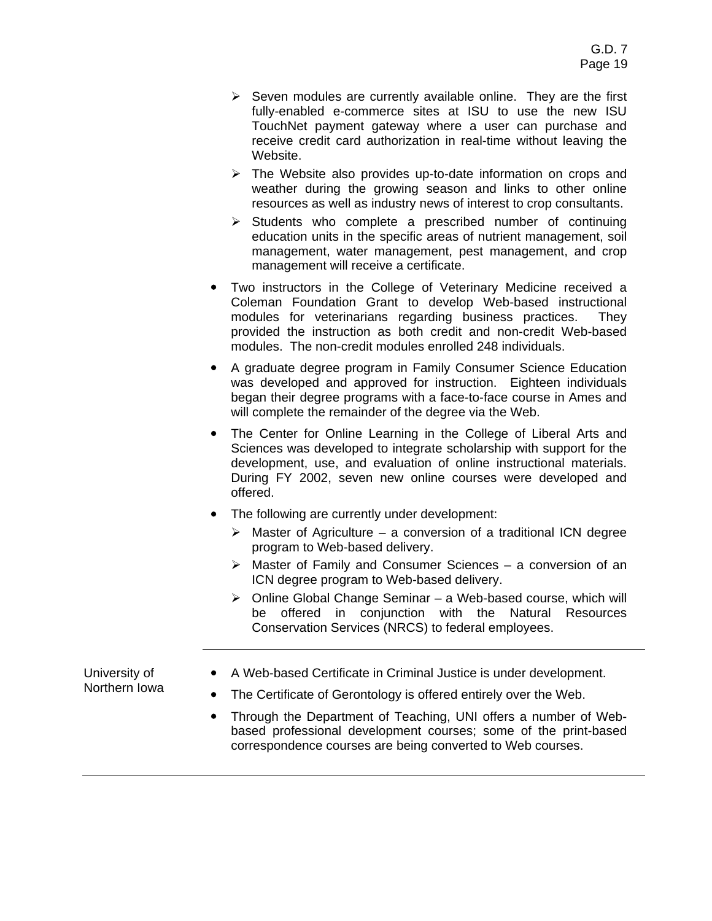- Seven modules are currently available online. They are the first fully-enabled e-commerce sites at ISU to use the new ISU TouchNet payment gateway where a user can purchase and receive credit card authorization in real-time without leaving the Website.
- The Website also provides up-to-date information on crops and weather during the growing season and links to other online resources as well as industry news of interest to crop consultants.
- Students who complete a prescribed number of continuing education units in the specific areas of nutrient management, soil management, water management, pest management, and crop management will receive a certificate.

- Two instructors in the College of Veterinary Medicine received a Coleman Foundation Grant to develop Web-based instructional modules for veterinarians regarding business practices. They provided the instruction as both credit and non-credit Web-based modules. The non-credit modules enrolled 248 individuals.
- A graduate degree program in Family Consumer Science Education was developed and approved for instruction. Eighteen individuals began their degree programs with a face-to-face course in Ames and will complete the remainder of the degree via the Web.
- The Center for Online Learning in the College of Liberal Arts and Sciences was developed to integrate scholarship with support for the development, use, and evaluation of online instructional materials. During FY 2002, seven new online courses were developed and offered.
- The following are currently under development:
  - Master of Agriculture – a conversion of a traditional ICN degree program to Web-based delivery.
  - Master of Family and Consumer Sciences – a conversion of an ICN degree program to Web-based delivery.
  - Online Global Change Seminar – a Web-based course, which will be offered in conjunction with the Natural Resources Conservation Services (NRCS) to federal employees.

---

**University of Northern Iowa**

- A Web-based Certificate in Criminal Justice is under development.
- The Certificate of Gerontology is offered entirely over the Web.
- Through the Department of Teaching, UNI offers a number of Web-based professional development courses; some of the print-based correspondence courses are being converted to Web courses.

---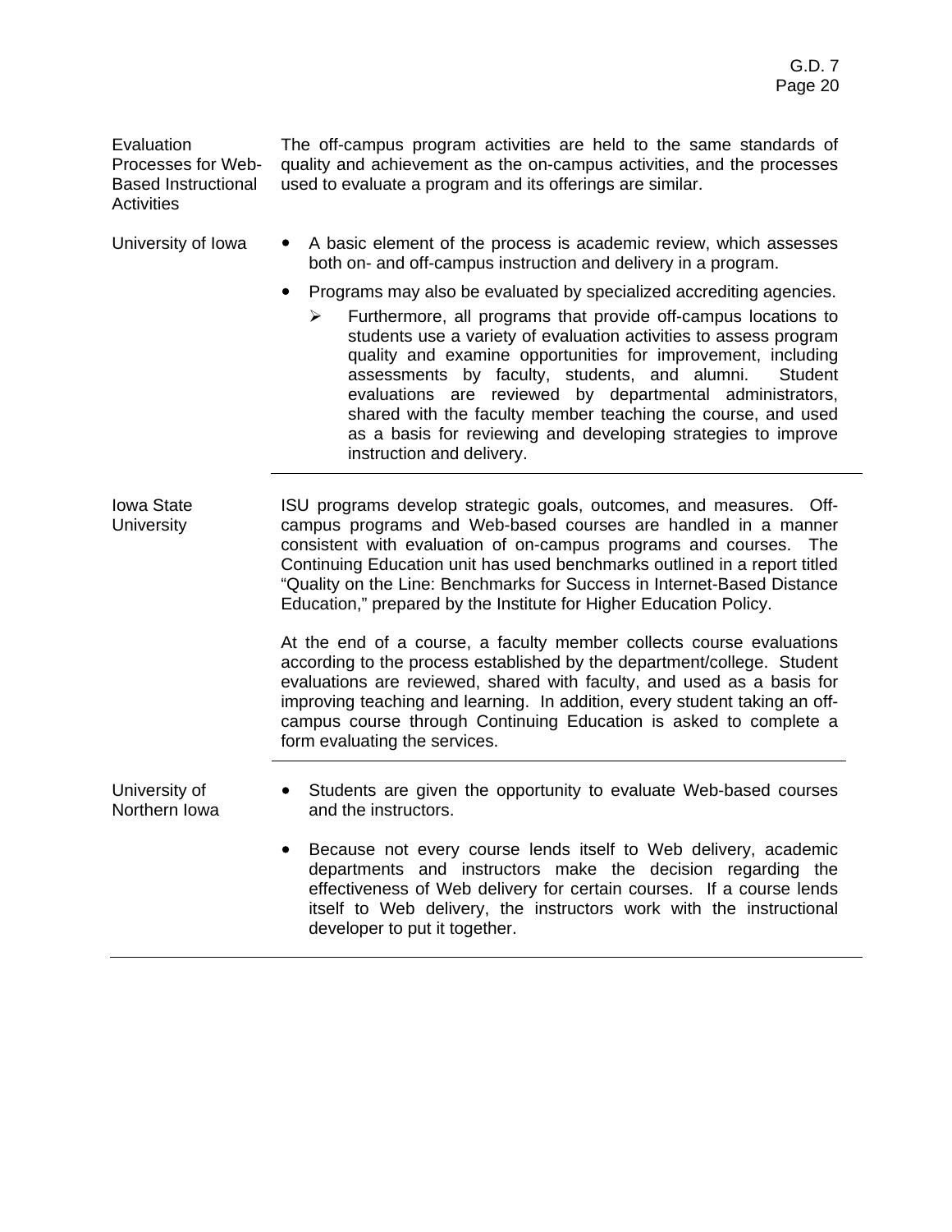**Evaluation Processes for Web-Based Instructional Activities**

The off-campus program activities are held to the same standards of quality and achievement as the on-campus activities, and the processes used to evaluate a program and its offerings are similar.

**University of Iowa**

- A basic element of the process is academic review, which assesses both on- and off-campus instruction and delivery in a program.
- Programs may also be evaluated by specialized accrediting agencies.
  - Furthermore, all programs that provide off-campus locations to students use a variety of evaluation activities to assess program quality and examine opportunities for improvement, including assessments by faculty, students, and alumni. Student evaluations are reviewed by departmental administrators, shared with the faculty member teaching the course, and used as a basis for reviewing and developing strategies to improve instruction and delivery.

---

**Iowa State University**

ISU programs develop strategic goals, outcomes, and measures. Off-campus programs and Web-based courses are handled in a manner consistent with evaluation of on-campus programs and courses. The Continuing Education unit has used benchmarks outlined in a report titled "Quality on the Line: Benchmarks for Success in Internet-Based Distance Education," prepared by the Institute for Higher Education Policy.

At the end of a course, a faculty member collects course evaluations according to the process established by the department/college. Student evaluations are reviewed, shared with faculty, and used as a basis for improving teaching and learning. In addition, every student taking an off-campus course through Continuing Education is asked to complete a form evaluating the services.

---

**University of Northern Iowa**

- Students are given the opportunity to evaluate Web-based courses and the instructors.
- Because not every course lends itself to Web delivery, academic departments and instructors make the decision regarding the effectiveness of Web delivery for certain courses. If a course lends itself to Web delivery, the instructors work with the instructional developer to put it together.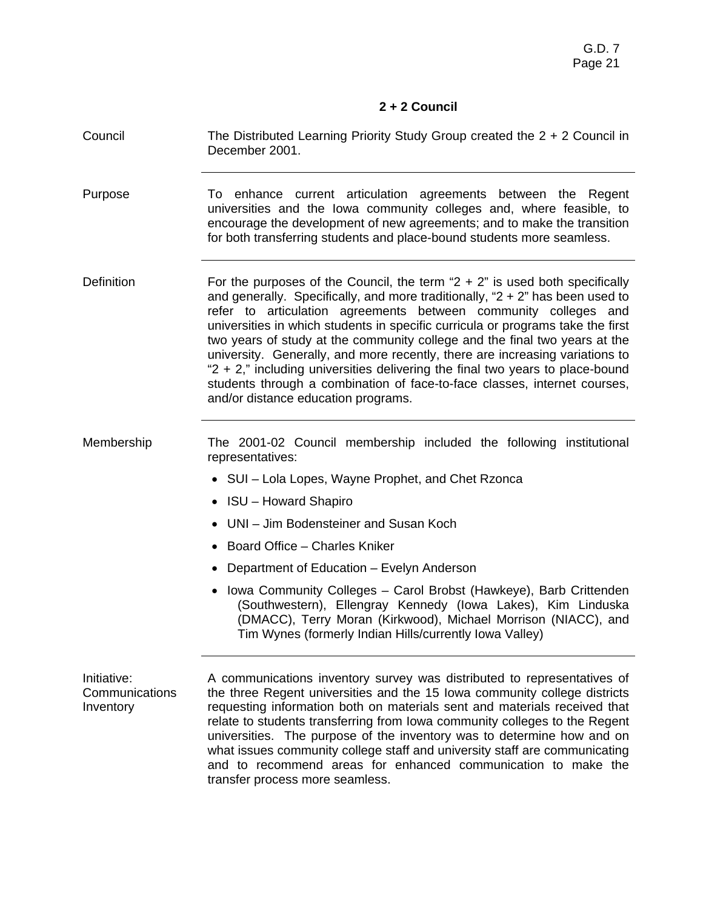## 2 + 2 Council

**Council**

The Distributed Learning Priority Study Group created the 2 + 2 Council in December 2001.

---

**Purpose**

To enhance current articulation agreements between the Regent universities and the Iowa community colleges and, where feasible, to encourage the development of new agreements; and to make the transition for both transferring students and place-bound students more seamless.

---

**Definition**

For the purposes of the Council, the term "2 + 2" is used both specifically and generally. Specifically, and more traditionally, "2 + 2" has been used to refer to articulation agreements between community colleges and universities in which students in specific curricula or programs take the first two years of study at the community college and the final two years at the university. Generally, and more recently, there are increasing variations to "2 + 2," including universities delivering the final two years to place-bound students through a combination of face-to-face classes, internet courses, and/or distance education programs.

---

**Membership**

The 2001-02 Council membership included the following institutional representatives:

- SUI – Lola Lopes, Wayne Prophet, and Chet Rzonca
- ISU – Howard Shapiro
- UNI – Jim Bodensteiner and Susan Koch
- Board Office – Charles Kniker
- Department of Education – Evelyn Anderson
- Iowa Community Colleges – Carol Brobst (Hawkeye), Barb Crittenden (Southwestern), Ellengray Kennedy (Iowa Lakes), Kim Linduska (DMACC), Terry Moran (Kirkwood), Michael Morrison (NIACC), and Tim Wynes (formerly Indian Hills/currently Iowa Valley)

---

**Initiative: Communications Inventory**

A communications inventory survey was distributed to representatives of the three Regent universities and the 15 Iowa community college districts requesting information both on materials sent and materials received that relate to students transferring from Iowa community colleges to the Regent universities. The purpose of the inventory was to determine how and on what issues community college staff and university staff are communicating and to recommend areas for enhanced communication to make the transfer process more seamless.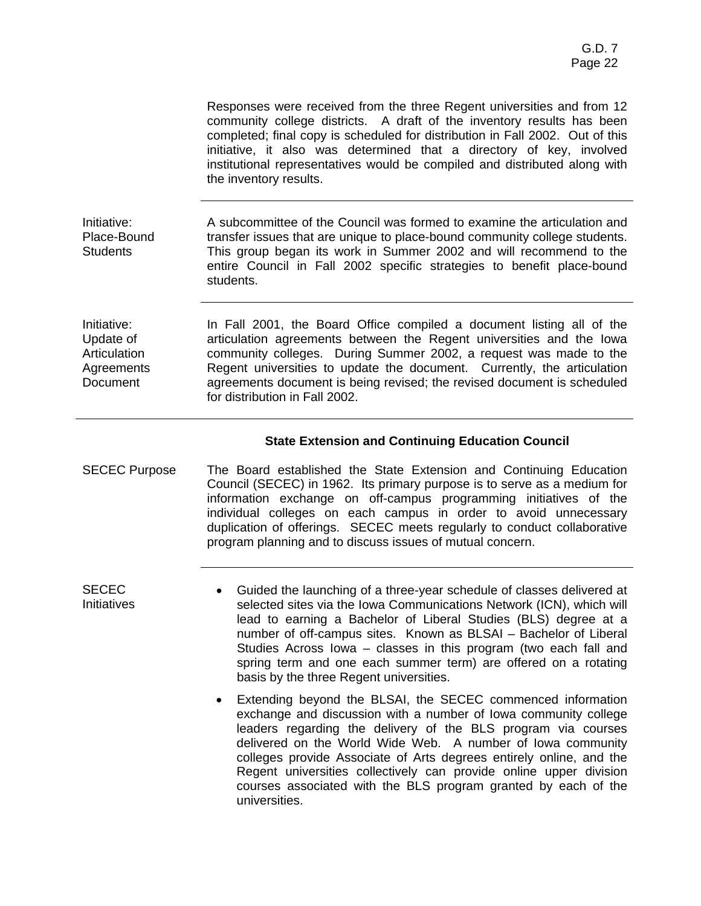Responses were received from the three Regent universities and from 12 community college districts. A draft of the inventory results has been completed; final copy is scheduled for distribution in Fall 2002. Out of this initiative, it also was determined that a directory of key, involved institutional representatives would be compiled and distributed along with the inventory results.

---

**Initiative: Place-Bound Students**

A subcommittee of the Council was formed to examine the articulation and transfer issues that are unique to place-bound community college students. This group began its work in Summer 2002 and will recommend to the entire Council in Fall 2002 specific strategies to benefit place-bound students.

---

**Initiative: Update of Articulation Agreements Document**

In Fall 2001, the Board Office compiled a document listing all of the articulation agreements between the Regent universities and the Iowa community colleges. During Summer 2002, a request was made to the Regent universities to update the document. Currently, the articulation agreements document is being revised; the revised document is scheduled for distribution in Fall 2002.

---

## State Extension and Continuing Education Council

**SECEC Purpose**

The Board established the State Extension and Continuing Education Council (SECEC) in 1962. Its primary purpose is to serve as a medium for information exchange on off-campus programming initiatives of the individual colleges on each campus in order to avoid unnecessary duplication of offerings. SECEC meets regularly to conduct collaborative program planning and to discuss issues of mutual concern.

---

**SECEC Initiatives**

- Guided the launching of a three-year schedule of classes delivered at selected sites via the Iowa Communications Network (ICN), which will lead to earning a Bachelor of Liberal Studies (BLS) degree at a number of off-campus sites. Known as BLSAI – Bachelor of Liberal Studies Across Iowa – classes in this program (two each fall and spring term and one each summer term) are offered on a rotating basis by the three Regent universities.
- Extending beyond the BLSAI, the SECEC commenced information exchange and discussion with a number of Iowa community college leaders regarding the delivery of the BLS program via courses delivered on the World Wide Web. A number of Iowa community colleges provide Associate of Arts degrees entirely online, and the Regent universities collectively can provide online upper division courses associated with the BLS program granted by each of the universities.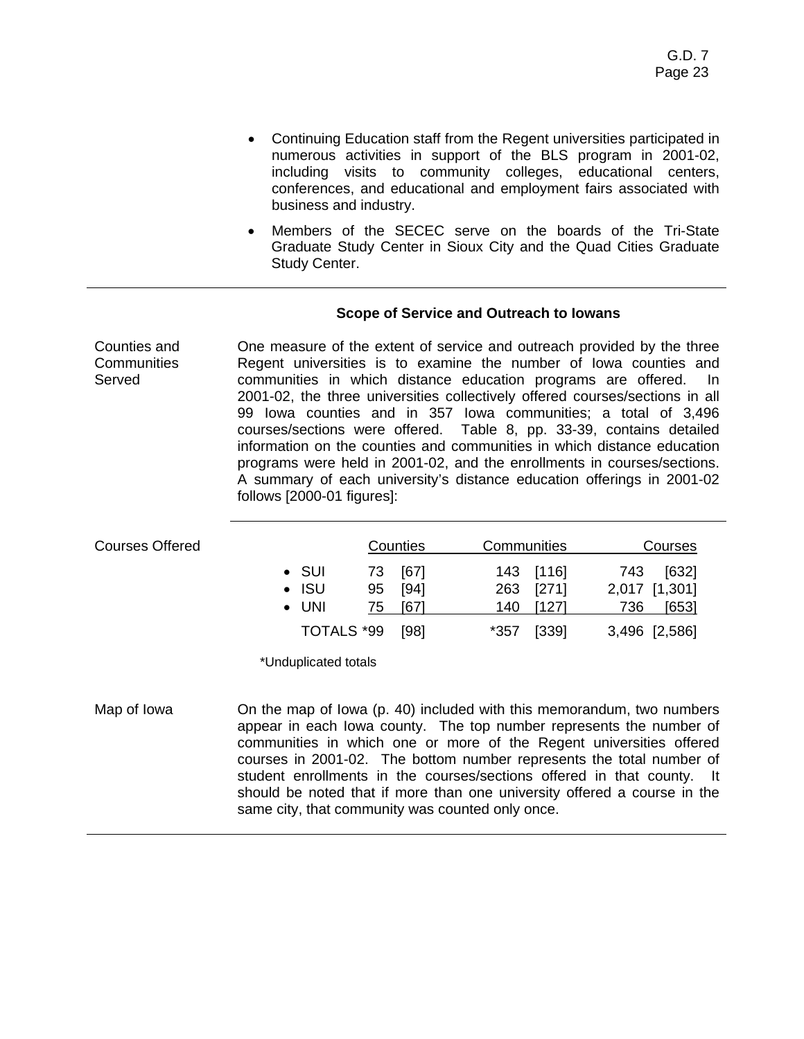- Continuing Education staff from the Regent universities participated in numerous activities in support of the BLS program in 2001-02, including visits to community colleges, educational centers, conferences, and educational and employment fairs associated with business and industry.
- Members of the SECEC serve on the boards of the Tri-State Graduate Study Center in Sioux City and the Quad Cities Graduate Study Center.

---

### Scope of Service and Outreach to Iowans

**Counties and Communities Served**

One measure of the extent of service and outreach provided by the three Regent universities is to examine the number of Iowa counties and communities in which distance education programs are offered. In 2001-02, the three universities collectively offered courses/sections in all 99 Iowa counties and in 357 Iowa communities; a total of 3,496 courses/sections were offered. Table 8, pp. 33-39, contains detailed information on the counties and communities in which distance education programs were held in 2001-02, and the enrollments in courses/sections. A summary of each university's distance education offerings in 2001-02 follows [2000-01 figures]:

**Courses Offered**

| | Counties | | Communities | | Courses | |
|---|---|---|---|---|---|---|
| • SUI | 73 | [67] | 143 | [116] | 743 | [632] |
| • ISU | 95 | [94] | 263 | [271] | 2,017 | [1,301] |
| • UNI | 75 | [67] | 140 | [127] | 736 | [653] |
| TOTALS | *99 | [98] | *357 | [339] | 3,496 | [2,586] |

*Unduplicated totals

**Map of Iowa**

On the map of Iowa (p. 40) included with this memorandum, two numbers appear in each Iowa county. The top number represents the number of communities in which one or more of the Regent universities offered courses in 2001-02. The bottom number represents the total number of student enrollments in the courses/sections offered in that county. It should be noted that if more than one university offered a course in the same city, that community was counted only once.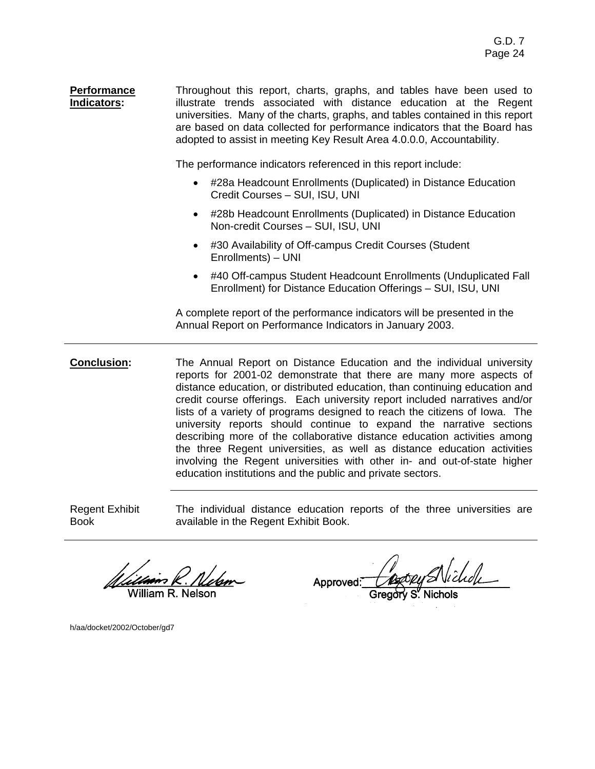**Performance Indicators:**

Throughout this report, charts, graphs, and tables have been used to illustrate trends associated with distance education at the Regent universities. Many of the charts, graphs, and tables contained in this report are based on data collected for performance indicators that the Board has adopted to assist in meeting Key Result Area 4.0.0.0, Accountability.

The performance indicators referenced in this report include:

- #28a Headcount Enrollments (Duplicated) in Distance Education Credit Courses – SUI, ISU, UNI
- #28b Headcount Enrollments (Duplicated) in Distance Education Non-credit Courses – SUI, ISU, UNI
- #30 Availability of Off-campus Credit Courses (Student Enrollments) – UNI
- #40 Off-campus Student Headcount Enrollments (Unduplicated Fall Enrollment) for Distance Education Offerings – SUI, ISU, UNI

A complete report of the performance indicators will be presented in the Annual Report on Performance Indicators in January 2003.

---

**Conclusion:**

The Annual Report on Distance Education and the individual university reports for 2001-02 demonstrate that there are many more aspects of distance education, or distributed education, than continuing education and credit course offerings. Each university report included narratives and/or lists of a variety of programs designed to reach the citizens of Iowa. The university reports should continue to expand the narrative sections describing more of the collaborative distance education activities among the three Regent universities, as well as distance education activities involving the Regent universities with other in- and out-of-state higher education institutions and the public and private sectors.

---

Regent Exhibit Book

The individual distance education reports of the three universities are available in the Regent Exhibit Book.

---

William R. Nelson

Approved: Gregory S. Nichols

h/aa/docket/2002/October/gd7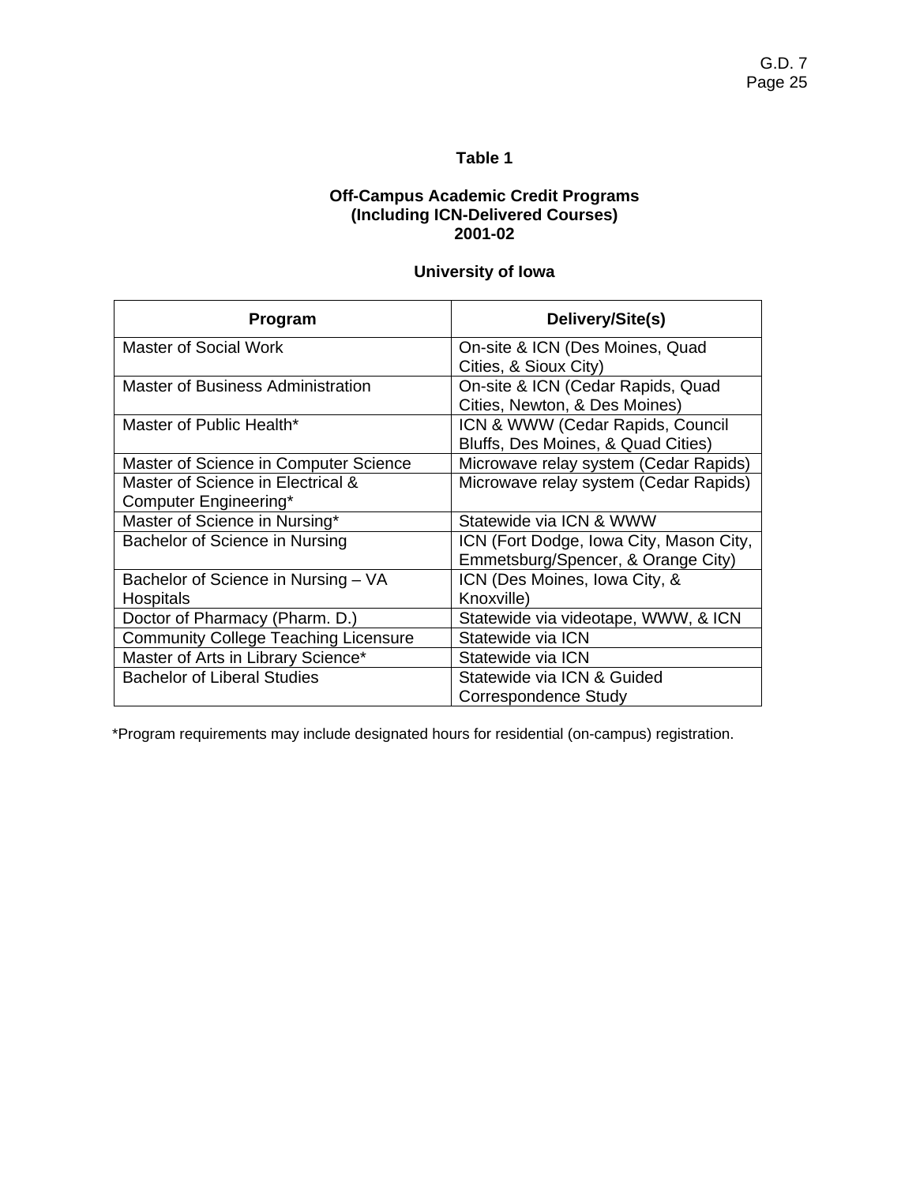**Table 1**

**Off-Campus Academic Credit Programs (Including ICN-Delivered Courses) 2001-02**

**University of Iowa**

| Program | Delivery/Site(s) |
|---|---|
| Master of Social Work | On-site & ICN (Des Moines, Quad Cities, & Sioux City) |
| Master of Business Administration | On-site & ICN (Cedar Rapids, Quad Cities, Newton, & Des Moines) |
| Master of Public Health* | ICN & WWW (Cedar Rapids, Council Bluffs, Des Moines, & Quad Cities) |
| Master of Science in Computer Science | Microwave relay system (Cedar Rapids) |
| Master of Science in Electrical & Computer Engineering* | Microwave relay system (Cedar Rapids) |
| Master of Science in Nursing* | Statewide via ICN & WWW |
| Bachelor of Science in Nursing | ICN (Fort Dodge, Iowa City, Mason City, Emmetsburg/Spencer, & Orange City) |
| Bachelor of Science in Nursing – VA Hospitals | ICN (Des Moines, Iowa City, & Knoxville) |
| Doctor of Pharmacy (Pharm. D.) | Statewide via videotape, WWW, & ICN |
| Community College Teaching Licensure | Statewide via ICN |
| Master of Arts in Library Science* | Statewide via ICN |
| Bachelor of Liberal Studies | Statewide via ICN & Guided Correspondence Study |

*Program requirements may include designated hours for residential (on-campus) registration.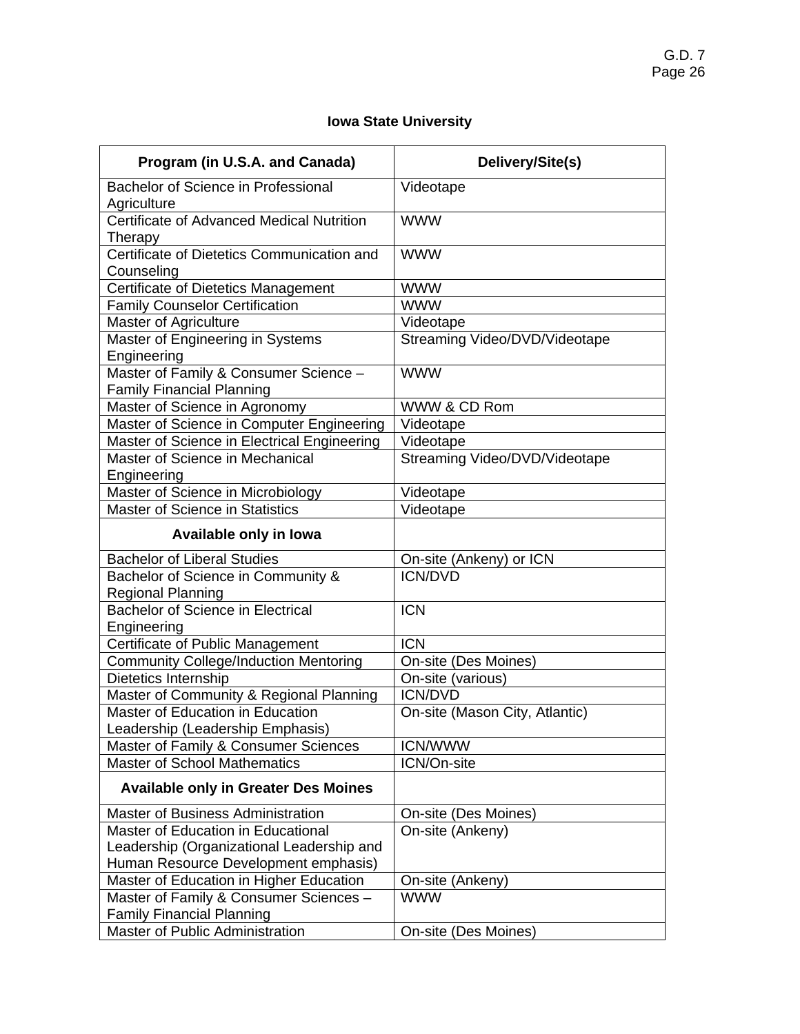## Iowa State University

| Program (in U.S.A. and Canada) | Delivery/Site(s) |
|---|---|
| Bachelor of Science in Professional Agriculture | Videotape |
| Certificate of Advanced Medical Nutrition Therapy | WWW |
| Certificate of Dietetics Communication and Counseling | WWW |
| Certificate of Dietetics Management | WWW |
| Family Counselor Certification | WWW |
| Master of Agriculture | Videotape |
| Master of Engineering in Systems Engineering | Streaming Video/DVD/Videotape |
| Master of Family & Consumer Science – Family Financial Planning | WWW |
| Master of Science in Agronomy | WWW & CD Rom |
| Master of Science in Computer Engineering | Videotape |
| Master of Science in Electrical Engineering | Videotape |
| Master of Science in Mechanical Engineering | Streaming Video/DVD/Videotape |
| Master of Science in Microbiology | Videotape |
| Master of Science in Statistics | Videotape |
| **Available only in Iowa** | |
| Bachelor of Liberal Studies | On-site (Ankeny) or ICN |
| Bachelor of Science in Community & Regional Planning | ICN/DVD |
| Bachelor of Science in Electrical Engineering | ICN |
| Certificate of Public Management | ICN |
| Community College/Induction Mentoring | On-site (Des Moines) |
| Dietetics Internship | On-site (various) |
| Master of Community & Regional Planning | ICN/DVD |
| Master of Education in Education Leadership (Leadership Emphasis) | On-site (Mason City, Atlantic) |
| Master of Family & Consumer Sciences | ICN/WWW |
| Master of School Mathematics | ICN/On-site |
| **Available only in Greater Des Moines** | |
| Master of Business Administration | On-site (Des Moines) |
| Master of Education in Educational Leadership (Organizational Leadership and Human Resource Development emphasis) | On-site (Ankeny) |
| Master of Education in Higher Education | On-site (Ankeny) |
| Master of Family & Consumer Sciences – Family Financial Planning | WWW |
| Master of Public Administration | On-site (Des Moines) |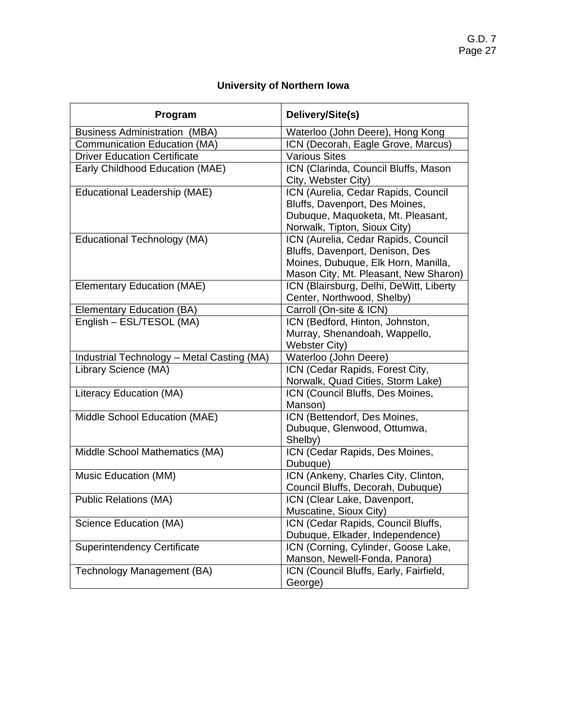## University of Northern Iowa

| Program | Delivery/Site(s) |
|---|---|
| Business Administration (MBA) | Waterloo (John Deere), Hong Kong |
| Communication Education (MA) | ICN (Decorah, Eagle Grove, Marcus) |
| Driver Education Certificate | Various Sites |
| Early Childhood Education (MAE) | ICN (Clarinda, Council Bluffs, Mason City, Webster City) |
| Educational Leadership (MAE) | ICN (Aurelia, Cedar Rapids, Council Bluffs, Davenport, Des Moines, Dubuque, Maquoketa, Mt. Pleasant, Norwalk, Tipton, Sioux City) |
| Educational Technology (MA) | ICN (Aurelia, Cedar Rapids, Council Bluffs, Davenport, Denison, Des Moines, Dubuque, Elk Horn, Manilla, Mason City, Mt. Pleasant, New Sharon) |
| Elementary Education (MAE) | ICN (Blairsburg, Delhi, DeWitt, Liberty Center, Northwood, Shelby) |
| Elementary Education (BA) | Carroll (On-site & ICN) |
| English – ESL/TESOL (MA) | ICN (Bedford, Hinton, Johnston, Murray, Shenandoah, Wappello, Webster City) |
| Industrial Technology – Metal Casting (MA) | Waterloo (John Deere) |
| Library Science (MA) | ICN (Cedar Rapids, Forest City, Norwalk, Quad Cities, Storm Lake) |
| Literacy Education (MA) | ICN (Council Bluffs, Des Moines, Manson) |
| Middle School Education (MAE) | ICN (Bettendorf, Des Moines, Dubuque, Glenwood, Ottumwa, Shelby) |
| Middle School Mathematics (MA) | ICN (Cedar Rapids, Des Moines, Dubuque) |
| Music Education (MM) | ICN (Ankeny, Charles City, Clinton, Council Bluffs, Decorah, Dubuque) |
| Public Relations (MA) | ICN (Clear Lake, Davenport, Muscatine, Sioux City) |
| Science Education (MA) | ICN (Cedar Rapids, Council Bluffs, Dubuque, Elkader, Independence) |
| Superintendency Certificate | ICN (Corning, Cylinder, Goose Lake, Manson, Newell-Fonda, Panora) |
| Technology Management (BA) | ICN (Council Bluffs, Early, Fairfield, George) |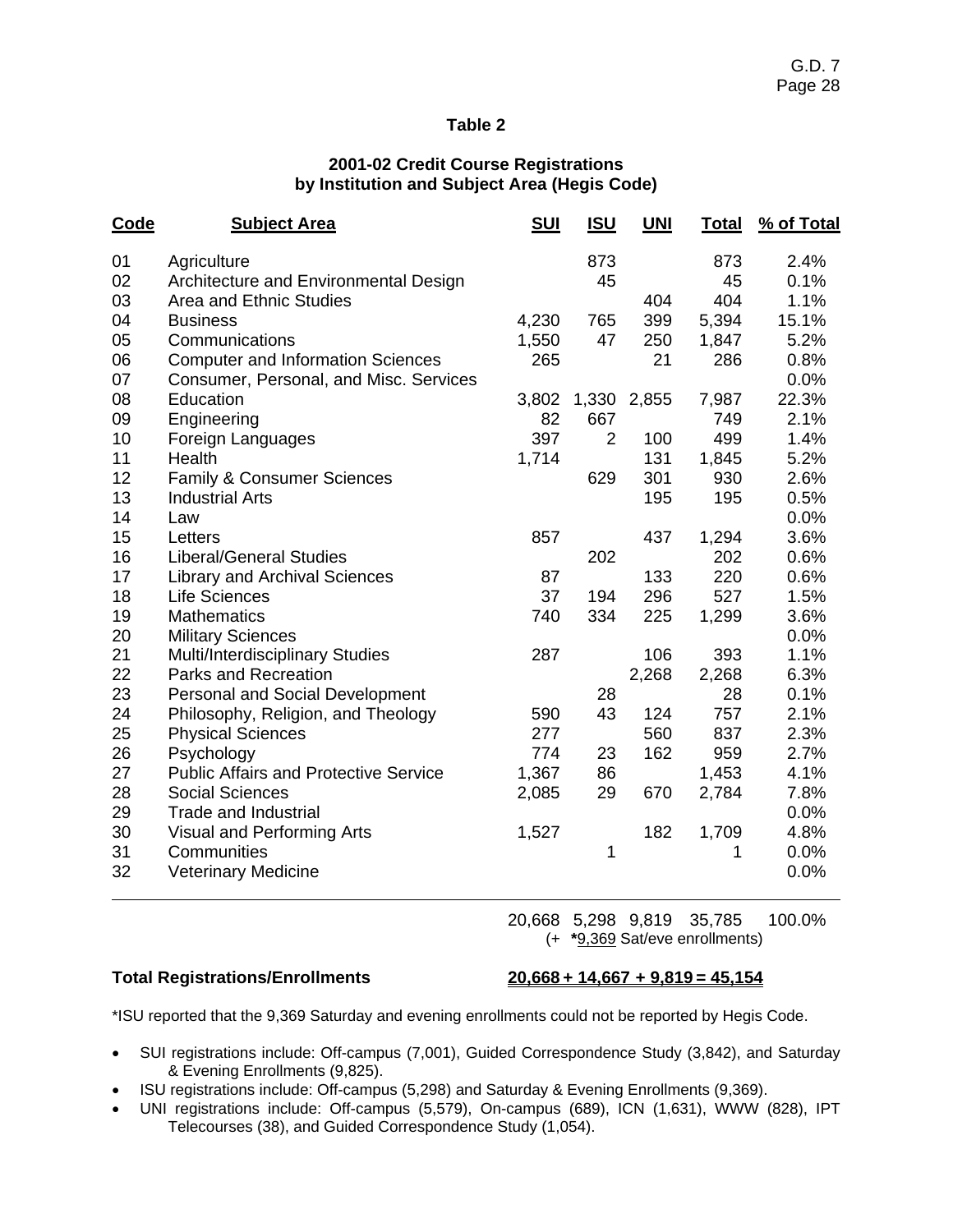## Table 2

### 2001-02 Credit Course Registrations by Institution and Subject Area (Hegis Code)

| Code | Subject Area | SUI | ISU | UNI | Total | % of Total |
|---|---|---|---|---|---|---|
| 01 | Agriculture | | 873 | | 873 | 2.4% |
| 02 | Architecture and Environmental Design | | 45 | | 45 | 0.1% |
| 03 | Area and Ethnic Studies | | | 404 | 404 | 1.1% |
| 04 | Business | 4,230 | 765 | 399 | 5,394 | 15.1% |
| 05 | Communications | 1,550 | 47 | 250 | 1,847 | 5.2% |
| 06 | Computer and Information Sciences | 265 | | 21 | 286 | 0.8% |
| 07 | Consumer, Personal, and Misc. Services | | | | | 0.0% |
| 08 | Education | 3,802 | 1,330 | 2,855 | 7,987 | 22.3% |
| 09 | Engineering | 82 | 667 | | 749 | 2.1% |
| 10 | Foreign Languages | 397 | 2 | 100 | 499 | 1.4% |
| 11 | Health | 1,714 | | 131 | 1,845 | 5.2% |
| 12 | Family & Consumer Sciences | | 629 | 301 | 930 | 2.6% |
| 13 | Industrial Arts | | | 195 | 195 | 0.5% |
| 14 | Law | | | | | 0.0% |
| 15 | Letters | 857 | | 437 | 1,294 | 3.6% |
| 16 | Liberal/General Studies | | 202 | | 202 | 0.6% |
| 17 | Library and Archival Sciences | 87 | | 133 | 220 | 0.6% |
| 18 | Life Sciences | 37 | 194 | 296 | 527 | 1.5% |
| 19 | Mathematics | 740 | 334 | 225 | 1,299 | 3.6% |
| 20 | Military Sciences | | | | | 0.0% |
| 21 | Multi/Interdisciplinary Studies | 287 | | 106 | 393 | 1.1% |
| 22 | Parks and Recreation | | | 2,268 | 2,268 | 6.3% |
| 23 | Personal and Social Development | | 28 | | 28 | 0.1% |
| 24 | Philosophy, Religion, and Theology | 590 | 43 | 124 | 757 | 2.1% |
| 25 | Physical Sciences | 277 | | 560 | 837 | 2.3% |
| 26 | Psychology | 774 | 23 | 162 | 959 | 2.7% |
| 27 | Public Affairs and Protective Service | 1,367 | 86 | | 1,453 | 4.1% |
| 28 | Social Sciences | 2,085 | 29 | 670 | 2,784 | 7.8% |
| 29 | Trade and Industrial | | | | | 0.0% |
| 30 | Visual and Performing Arts | 1,527 | | 182 | 1,709 | 4.8% |
| 31 | Communities | | 1 | | 1 | 0.0% |
| 32 | Veterinary Medicine | | | | | 0.0% |
| | | 20,668 | 5,298 | 9,819 | 35,785 | 100.0% |
| | | | (+ *9,369 Sat/eve enrollments) | | | |

**Total Registrations/Enrollments** **20,668 + 14,667 + 9,819 = 45,154**

*ISU reported that the 9,369 Saturday and evening enrollments could not be reported by Hegis Code.

- SUI registrations include: Off-campus (7,001), Guided Correspondence Study (3,842), and Saturday & Evening Enrollments (9,825).
- ISU registrations include: Off-campus (5,298) and Saturday & Evening Enrollments (9,369).
- UNI registrations include: Off-campus (5,579), On-campus (689), ICN (1,631), WWW (828), IPT Telecourses (38), and Guided Correspondence Study (1,054).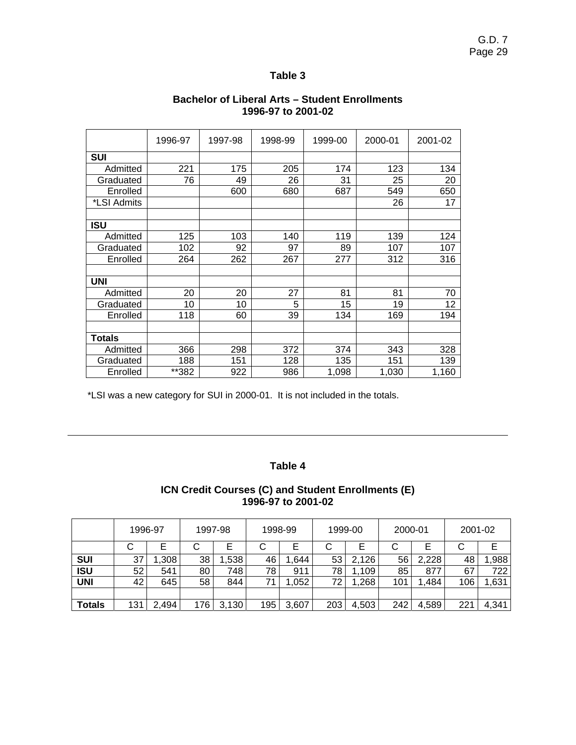## Table 3

### Bachelor of Liberal Arts – Student Enrollments 1996-97 to 2001-02

| | 1996-97 | 1997-98 | 1998-99 | 1999-00 | 2000-01 | 2001-02 |
|---|---|---|---|---|---|---|
| **SUI** | | | | | | |
| Admitted | 221 | 175 | 205 | 174 | 123 | 134 |
| Graduated | 76 | 49 | 26 | 31 | 25 | 20 |
| Enrolled | | 600 | 680 | 687 | 549 | 650 |
| *LSI Admits | | | | | 26 | 17 |
| | | | | | | |
| **ISU** | | | | | | |
| Admitted | 125 | 103 | 140 | 119 | 139 | 124 |
| Graduated | 102 | 92 | 97 | 89 | 107 | 107 |
| Enrolled | 264 | 262 | 267 | 277 | 312 | 316 |
| | | | | | | |
| **UNI** | | | | | | |
| Admitted | 20 | 20 | 27 | 81 | 81 | 70 |
| Graduated | 10 | 10 | 5 | 15 | 19 | 12 |
| Enrolled | 118 | 60 | 39 | 134 | 169 | 194 |
| | | | | | | |
| **Totals** | | | | | | |
| Admitted | 366 | 298 | 372 | 374 | 343 | 328 |
| Graduated | 188 | 151 | 128 | 135 | 151 | 139 |
| Enrolled | **382 | 922 | 986 | 1,098 | 1,030 | 1,160 |

*LSI was a new category for SUI in 2000-01. It is not included in the totals.

---

## Table 4

### ICN Credit Courses (C) and Student Enrollments (E) 1996-97 to 2001-02

| | 1996-97 | | 1997-98 | | 1998-99 | | 1999-00 | | 2000-01 | | 2001-02 | |
|---|---|---|---|---|---|---|---|---|---|---|---|---|
| | C | E | C | E | C | E | C | E | C | E | C | E |
| **SUI** | 37 | 1,308 | 38 | 1,538 | 46 | 1,644 | 53 | 2,126 | 56 | 2,228 | 48 | 1,988 |
| **ISU** | 52 | 541 | 80 | 748 | 78 | 911 | 78 | 1,109 | 85 | 877 | 67 | 722 |
| **UNI** | 42 | 645 | 58 | 844 | 71 | 1,052 | 72 | 1,268 | 101 | 1,484 | 106 | 1,631 |
| | | | | | | | | | | | | |
| **Totals** | 131 | 2,494 | 176 | 3,130 | 195 | 3,607 | 203 | 4,503 | 242 | 4,589 | 221 | 4,341 |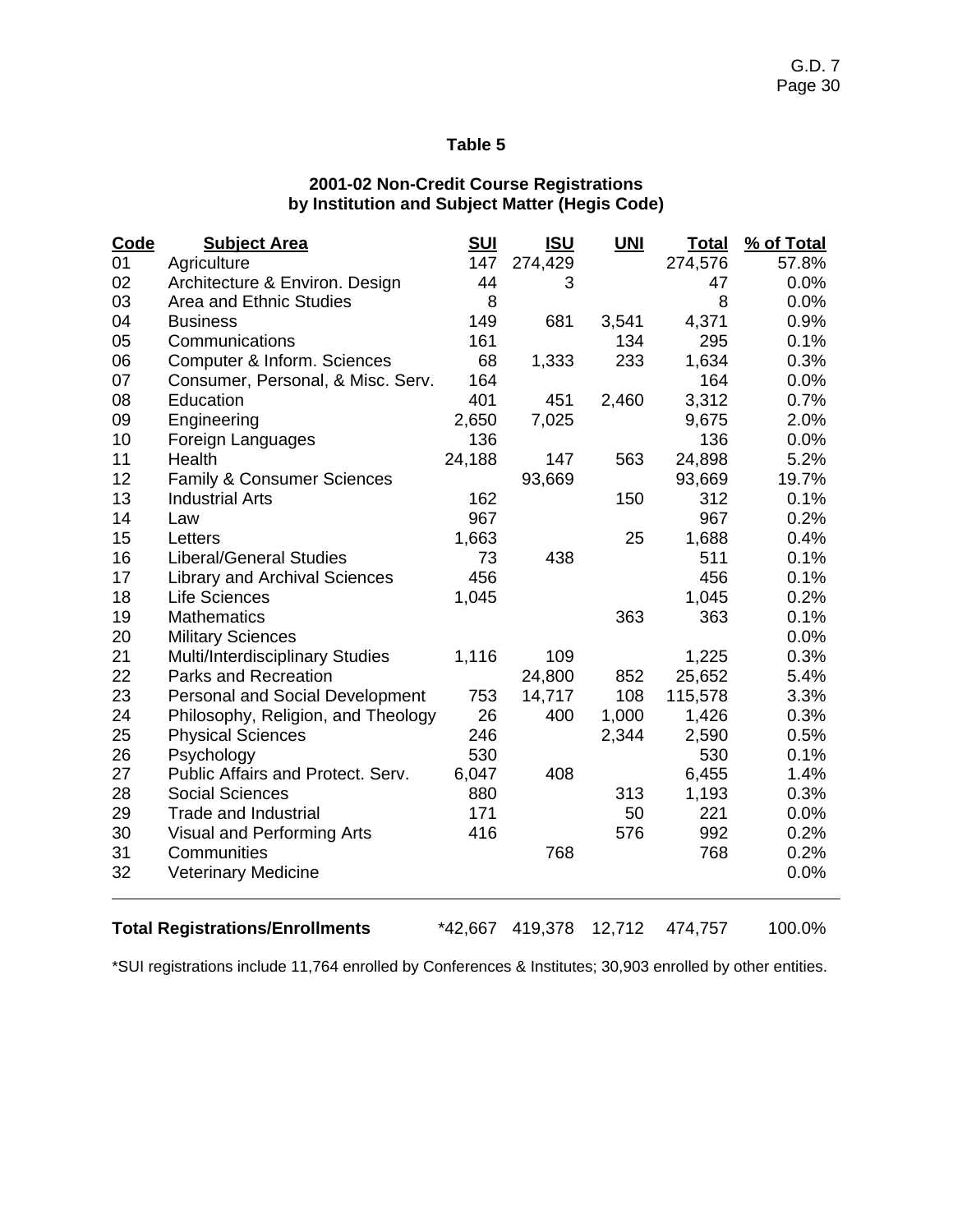## Table 5

### 2001-02 Non-Credit Course Registrations by Institution and Subject Matter (Hegis Code)

| Code | Subject Area | SUI | ISU | UNI | Total | % of Total |
|---|---|---|---|---|---|---|
| 01 | Agriculture | 147 | 274,429 | | 274,576 | 57.8% |
| 02 | Architecture & Environ. Design | 44 | 3 | | 47 | 0.0% |
| 03 | Area and Ethnic Studies | 8 | | | 8 | 0.0% |
| 04 | Business | 149 | 681 | 3,541 | 4,371 | 0.9% |
| 05 | Communications | 161 | | 134 | 295 | 0.1% |
| 06 | Computer & Inform. Sciences | 68 | 1,333 | 233 | 1,634 | 0.3% |
| 07 | Consumer, Personal, & Misc. Serv. | 164 | | | 164 | 0.0% |
| 08 | Education | 401 | 451 | 2,460 | 3,312 | 0.7% |
| 09 | Engineering | 2,650 | 7,025 | | 9,675 | 2.0% |
| 10 | Foreign Languages | 136 | | | 136 | 0.0% |
| 11 | Health | 24,188 | 147 | 563 | 24,898 | 5.2% |
| 12 | Family & Consumer Sciences | | 93,669 | | 93,669 | 19.7% |
| 13 | Industrial Arts | 162 | | 150 | 312 | 0.1% |
| 14 | Law | 967 | | | 967 | 0.2% |
| 15 | Letters | 1,663 | | 25 | 1,688 | 0.4% |
| 16 | Liberal/General Studies | 73 | 438 | | 511 | 0.1% |
| 17 | Library and Archival Sciences | 456 | | | 456 | 0.1% |
| 18 | Life Sciences | 1,045 | | | 1,045 | 0.2% |
| 19 | Mathematics | | | 363 | 363 | 0.1% |
| 20 | Military Sciences | | | | | 0.0% |
| 21 | Multi/Interdisciplinary Studies | 1,116 | 109 | | 1,225 | 0.3% |
| 22 | Parks and Recreation | | 24,800 | 852 | 25,652 | 5.4% |
| 23 | Personal and Social Development | 753 | 14,717 | 108 | 115,578 | 3.3% |
| 24 | Philosophy, Religion, and Theology | 26 | 400 | 1,000 | 1,426 | 0.3% |
| 25 | Physical Sciences | 246 | | 2,344 | 2,590 | 0.5% |
| 26 | Psychology | 530 | | | 530 | 0.1% |
| 27 | Public Affairs and Protect. Serv. | 6,047 | 408 | | 6,455 | 1.4% |
| 28 | Social Sciences | 880 | | 313 | 1,193 | 0.3% |
| 29 | Trade and Industrial | 171 | | 50 | 221 | 0.0% |
| 30 | Visual and Performing Arts | 416 | | 576 | 992 | 0.2% |
| 31 | Communities | | 768 | | 768 | 0.2% |
| 32 | Veterinary Medicine | | | | | 0.0% |
| **Total Registrations/Enrollments** | | *42,667 | 419,378 | 12,712 | 474,757 | 100.0% |

*SUI registrations include 11,764 enrolled by Conferences & Institutes; 30,903 enrolled by other entities.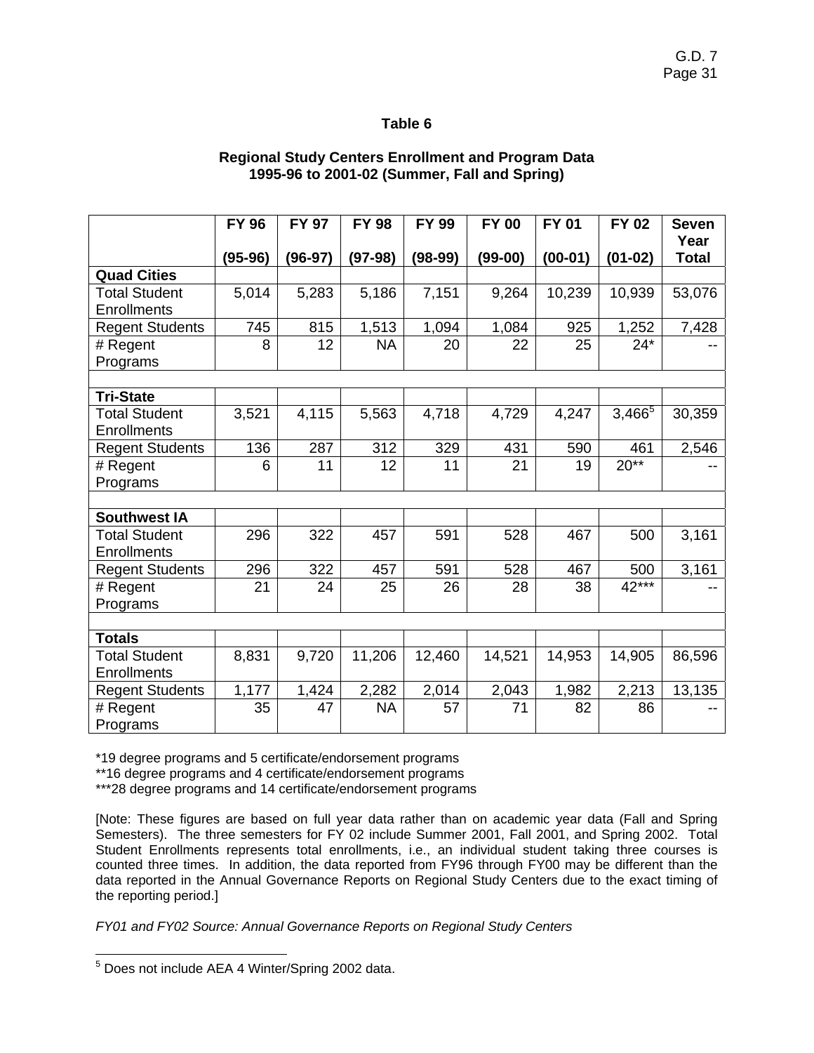**Table 6**

**Regional Study Centers Enrollment and Program Data**
**1995-96 to 2001-02 (Summer, Fall and Spring)**

| | FY 96 (95-96) | FY 97 (96-97) | FY 98 (97-98) | FY 99 (98-99) | FY 00 (99-00) | FY 01 (00-01) | FY 02 (01-02) | Seven Year Total |
|---|---|---|---|---|---|---|---|---|
| **Quad Cities** | | | | | | | | |
| Total Student Enrollments | 5,014 | 5,283 | 5,186 | 7,151 | 9,264 | 10,239 | 10,939 | 53,076 |
| Regent Students | 745 | 815 | 1,513 | 1,094 | 1,084 | 925 | 1,252 | 7,428 |
| # Regent Programs | 8 | 12 | NA | 20 | 22 | 25 | 24* | -- |
| | | | | | | | | |
| **Tri-State** | | | | | | | | |
| Total Student Enrollments | 3,521 | 4,115 | 5,563 | 4,718 | 4,729 | 4,247 | 3,466[5] | 30,359 |
| Regent Students | 136 | 287 | 312 | 329 | 431 | 590 | 461 | 2,546 |
| # Regent Programs | 6 | 11 | 12 | 11 | 21 | 19 | 20** | -- |
| | | | | | | | | |
| **Southwest IA** | | | | | | | | |
| Total Student Enrollments | 296 | 322 | 457 | 591 | 528 | 467 | 500 | 3,161 |
| Regent Students | 296 | 322 | 457 | 591 | 528 | 467 | 500 | 3,161 |
| # Regent Programs | 21 | 24 | 25 | 26 | 28 | 38 | 42*** | -- |
| | | | | | | | | |
| **Totals** | | | | | | | | |
| Total Student Enrollments | 8,831 | 9,720 | 11,206 | 12,460 | 14,521 | 14,953 | 14,905 | 86,596 |
| Regent Students | 1,177 | 1,424 | 2,282 | 2,014 | 2,043 | 1,982 | 2,213 | 13,135 |
| # Regent Programs | 35 | 47 | NA | 57 | 71 | 82 | 86 | -- |

*19 degree programs and 5 certificate/endorsement programs

**16 degree programs and 4 certificate/endorsement programs

***28 degree programs and 14 certificate/endorsement programs

[Note: These figures are based on full year data rather than on academic year data (Fall and Spring Semesters). The three semesters for FY 02 include Summer 2001, Fall 2001, and Spring 2002. Total Student Enrollments represents total enrollments, i.e., an individual student taking three courses is counted three times. In addition, the data reported from FY96 through FY00 may be different than the data reported in the Annual Governance Reports on Regional Study Centers due to the exact timing of the reporting period.]

*FY01 and FY02 Source: Annual Governance Reports on Regional Study Centers*

[5] Does not include AEA 4 Winter/Spring 2002 data.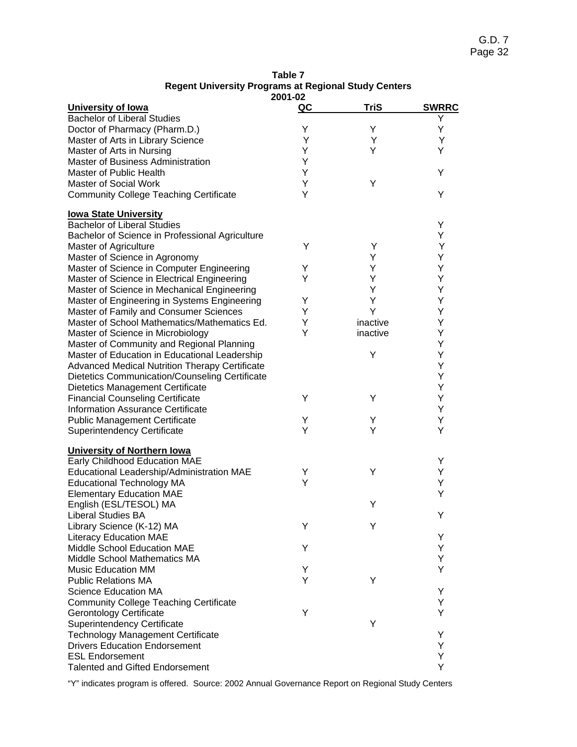**Table 7**
**Regent University Programs at Regional Study Centers**
**2001-02**

| University of Iowa | QC | TriS | SWRRC |
|---|---|---|---|
| Bachelor of Liberal Studies | | | Y |
| Doctor of Pharmacy (Pharm.D.) | Y | Y | Y |
| Master of Arts in Library Science | Y | Y | Y |
| Master of Arts in Nursing | Y | Y | Y |
| Master of Business Administration | Y | | |
| Master of Public Health | Y | | Y |
| Master of Social Work | Y | Y | |
| Community College Teaching Certificate | Y | | Y |
| **Iowa State University** | | | |
| Bachelor of Liberal Studies | | | Y |
| Bachelor of Science in Professional Agriculture | | | Y |
| Master of Agriculture | Y | Y | Y |
| Master of Science in Agronomy | | Y | Y |
| Master of Science in Computer Engineering | Y | Y | Y |
| Master of Science in Electrical Engineering | Y | Y | Y |
| Master of Science in Mechanical Engineering | | Y | Y |
| Master of Engineering in Systems Engineering | Y | Y | Y |
| Master of Family and Consumer Sciences | Y | Y | Y |
| Master of School Mathematics/Mathematics Ed. | Y | inactive | Y |
| Master of Science in Microbiology | Y | inactive | Y |
| Master of Community and Regional Planning | | | Y |
| Master of Education in Educational Leadership | | Y | Y |
| Advanced Medical Nutrition Therapy Certificate | | | Y |
| Dietetics Communication/Counseling Certificate | | | Y |
| Dietetics Management Certificate | | | Y |
| Financial Counseling Certificate | Y | Y | Y |
| Information Assurance Certificate | | | Y |
| Public Management Certificate | Y | Y | Y |
| Superintendency Certificate | Y | Y | Y |
| **University of Northern Iowa** | | | |
| Early Childhood Education MAE | | | Y |
| Educational Leadership/Administration MAE | Y | Y | Y |
| Educational Technology MA | Y | | Y |
| Elementary Education MAE | | | Y |
| English (ESL/TESOL) MA | | Y | |
| Liberal Studies BA | | | Y |
| Library Science (K-12) MA | Y | Y | |
| Literacy Education MAE | | | Y |
| Middle School Education MAE | Y | | Y |
| Middle School Mathematics MA | | | Y |
| Music Education MM | Y | | Y |
| Public Relations MA | Y | Y | |
| Science Education MA | | | Y |
| Community College Teaching Certificate | | | Y |
| Gerontology Certificate | Y | | Y |
| Superintendency Certificate | | Y | |
| Technology Management Certificate | | | Y |
| Drivers Education Endorsement | | | Y |
| ESL Endorsement | | | Y |
| Talented and Gifted Endorsement | | | Y |

"Y" indicates program is offered. Source: 2002 Annual Governance Report on Regional Study Centers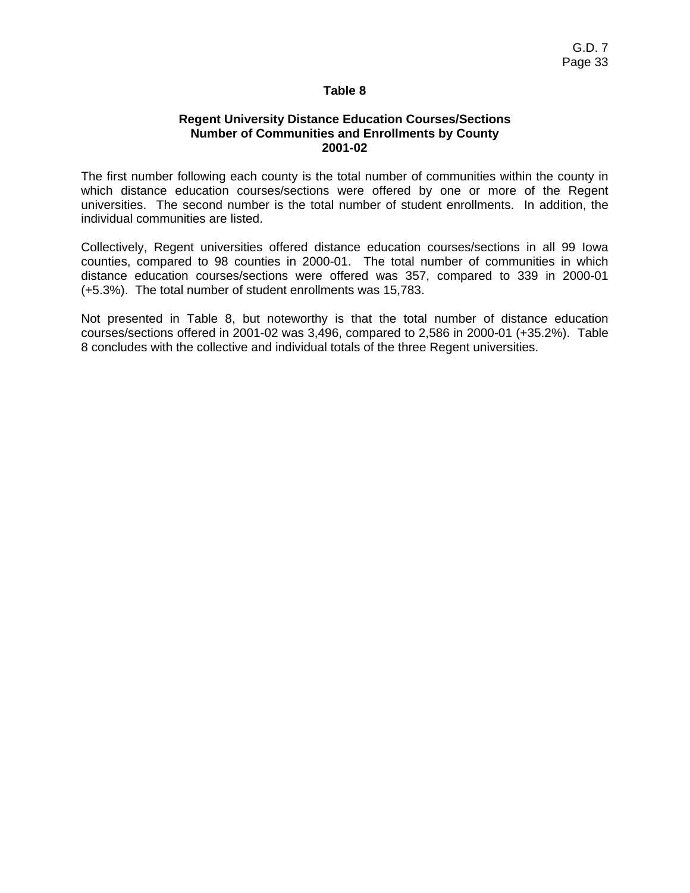## Table 8

### Regent University Distance Education Courses/Sections
### Number of Communities and Enrollments by County
### 2001-02

The first number following each county is the total number of communities within the county in which distance education courses/sections were offered by one or more of the Regent universities. The second number is the total number of student enrollments. In addition, the individual communities are listed.

Collectively, Regent universities offered distance education courses/sections in all 99 Iowa counties, compared to 98 counties in 2000-01. The total number of communities in which distance education courses/sections were offered was 357, compared to 339 in 2000-01 (+5.3%). The total number of student enrollments was 15,783.

Not presented in Table 8, but noteworthy is that the total number of distance education courses/sections offered in 2001-02 was 3,496, compared to 2,586 in 2000-01 (+35.2%). Table 8 concludes with the collective and individual totals of the three Regent universities.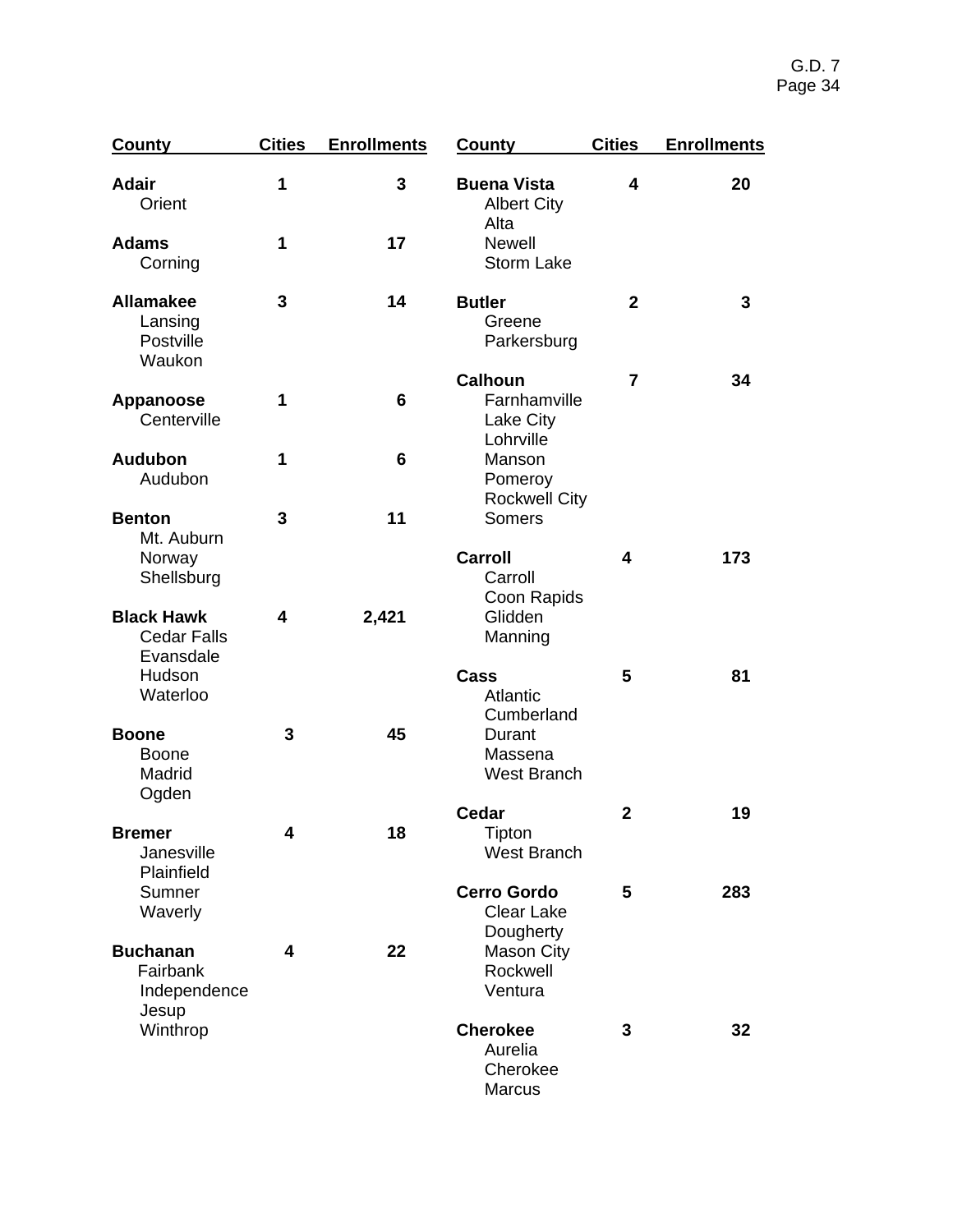| County | Cities | Enrollments |
|---|---|---|
| **Adair** | **1** | **3** |
| Orient | | |
| **Adams** | **1** | **17** |
| Corning | | |
| **Allamakee** | **3** | **14** |
| Lansing | | |
| Postville | | |
| Waukon | | |
| **Appanoose** | **1** | **6** |
| Centerville | | |
| **Audubon** | **1** | **6** |
| Audubon | | |
| **Benton** | **3** | **11** |
| Mt. Auburn | | |
| Norway | | |
| Shellsburg | | |
| **Black Hawk** | **4** | **2,421** |
| Cedar Falls | | |
| Evansdale | | |
| Hudson | | |
| Waterloo | | |
| **Boone** | **3** | **45** |
| Boone | | |
| Madrid | | |
| Ogden | | |
| **Bremer** | **4** | **18** |
| Janesville | | |
| Plainfield | | |
| Sumner | | |
| Waverly | | |
| **Buchanan** | **4** | **22** |
| Fairbank | | |
| Independence | | |
| Jesup | | |
| Winthrop | | |
| **Buena Vista** | **4** | **20** |
| Albert City | | |
| Alta | | |
| Newell | | |
| Storm Lake | | |
| **Butler** | **2** | **3** |
| Greene | | |
| Parkersburg | | |
| **Calhoun** | **7** | **34** |
| Farnhamville | | |
| Lake City | | |
| Lohrville | | |
| Manson | | |
| Pomeroy | | |
| Rockwell City | | |
| Somers | | |
| **Carroll** | **4** | **173** |
| Carroll | | |
| Coon Rapids | | |
| Glidden | | |
| Manning | | |
| **Cass** | **5** | **81** |
| Atlantic | | |
| Cumberland | | |
| Durant | | |
| Massena | | |
| West Branch | | |
| **Cedar** | **2** | **19** |
| Tipton | | |
| West Branch | | |
| **Cerro Gordo** | **5** | **283** |
| Clear Lake | | |
| Dougherty | | |
| Mason City | | |
| Rockwell | | |
| Ventura | | |
| **Cherokee** | **3** | **32** |
| Aurelia | | |
| Cherokee | | |
| Marcus | | |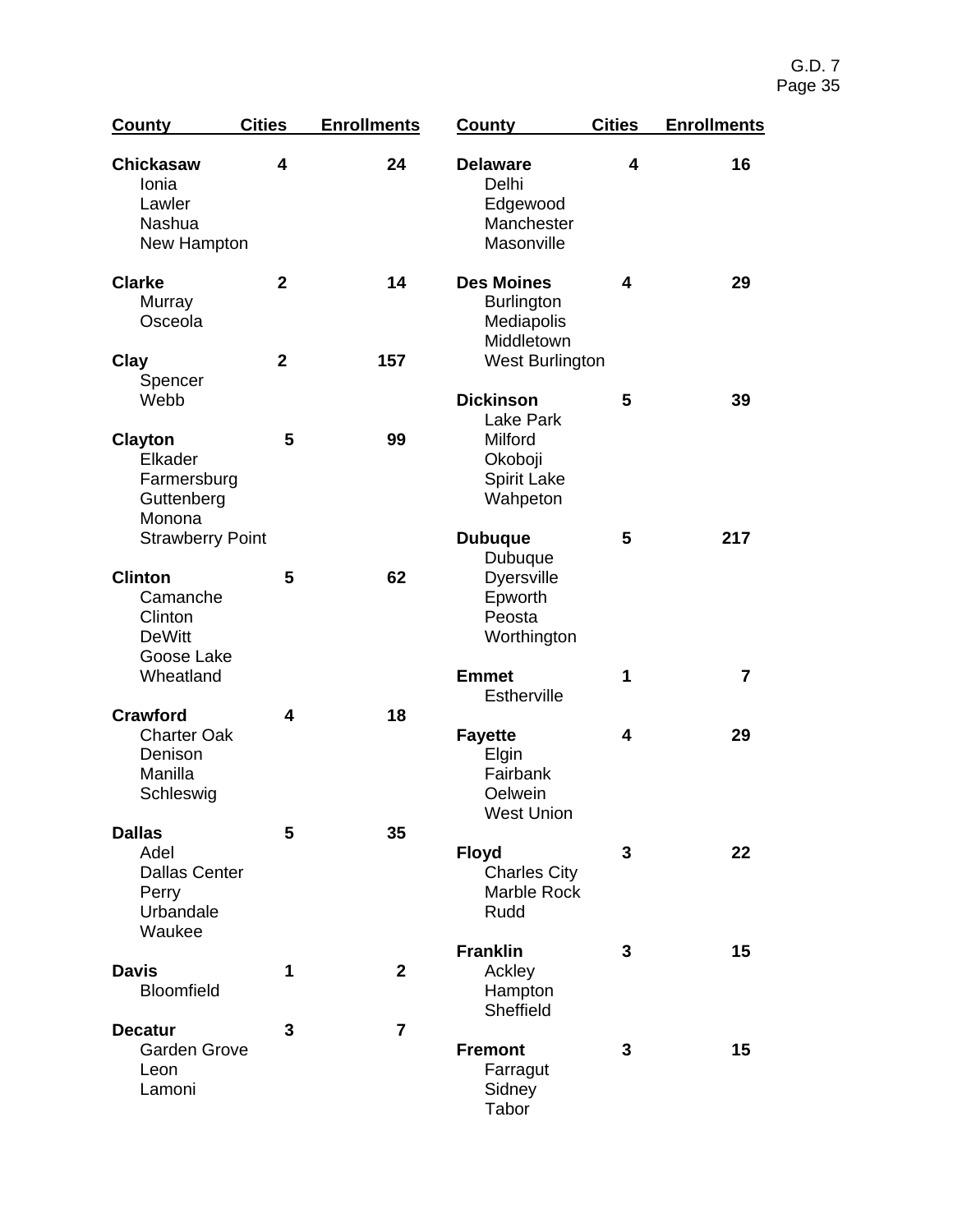| County | Cities | Enrollments |
|---|---|---|
| **Chickasaw** | **4** | **24** |
| Ionia | | |
| Lawler | | |
| Nashua | | |
| New Hampton | | |
| **Clarke** | **2** | **14** |
| Murray | | |
| Osceola | | |
| **Clay** | **2** | **157** |
| Spencer | | |
| Webb | | |
| **Clayton** | **5** | **99** |
| Elkader | | |
| Farmersburg | | |
| Guttenberg | | |
| Monona | | |
| Strawberry Point | | |
| **Clinton** | **5** | **62** |
| Camanche | | |
| Clinton | | |
| DeWitt | | |
| Goose Lake | | |
| Wheatland | | |
| **Crawford** | **4** | **18** |
| Charter Oak | | |
| Denison | | |
| Manilla | | |
| Schleswig | | |
| **Dallas** | **5** | **35** |
| Adel | | |
| Dallas Center | | |
| Perry | | |
| Urbandale | | |
| Waukee | | |
| **Davis** | **1** | **2** |
| Bloomfield | | |
| **Decatur** | **3** | **7** |
| Garden Grove | | |
| Leon | | |
| Lamoni | | |

| County | Cities | Enrollments |
|---|---|---|
| **Delaware** | **4** | **16** |
| Delhi | | |
| Edgewood | | |
| Manchester | | |
| Masonville | | |
| **Des Moines** | **4** | **29** |
| Burlington | | |
| Mediapolis | | |
| Middletown | | |
| West Burlington | | |
| **Dickinson** | **5** | **39** |
| Lake Park | | |
| Milford | | |
| Okoboji | | |
| Spirit Lake | | |
| Wahpeton | | |
| **Dubuque** | **5** | **217** |
| Dubuque | | |
| Dyersville | | |
| Epworth | | |
| Peosta | | |
| Worthington | | |
| **Emmet** | **1** | **7** |
| Estherville | | |
| **Fayette** | **4** | **29** |
| Elgin | | |
| Fairbank | | |
| Oelwein | | |
| West Union | | |
| **Floyd** | **3** | **22** |
| Charles City | | |
| Marble Rock | | |
| Rudd | | |
| **Franklin** | **3** | **15** |
| Ackley | | |
| Hampton | | |
| Sheffield | | |
| **Fremont** | **3** | **15** |
| Farragut | | |
| Sidney | | |
| Tabor | | |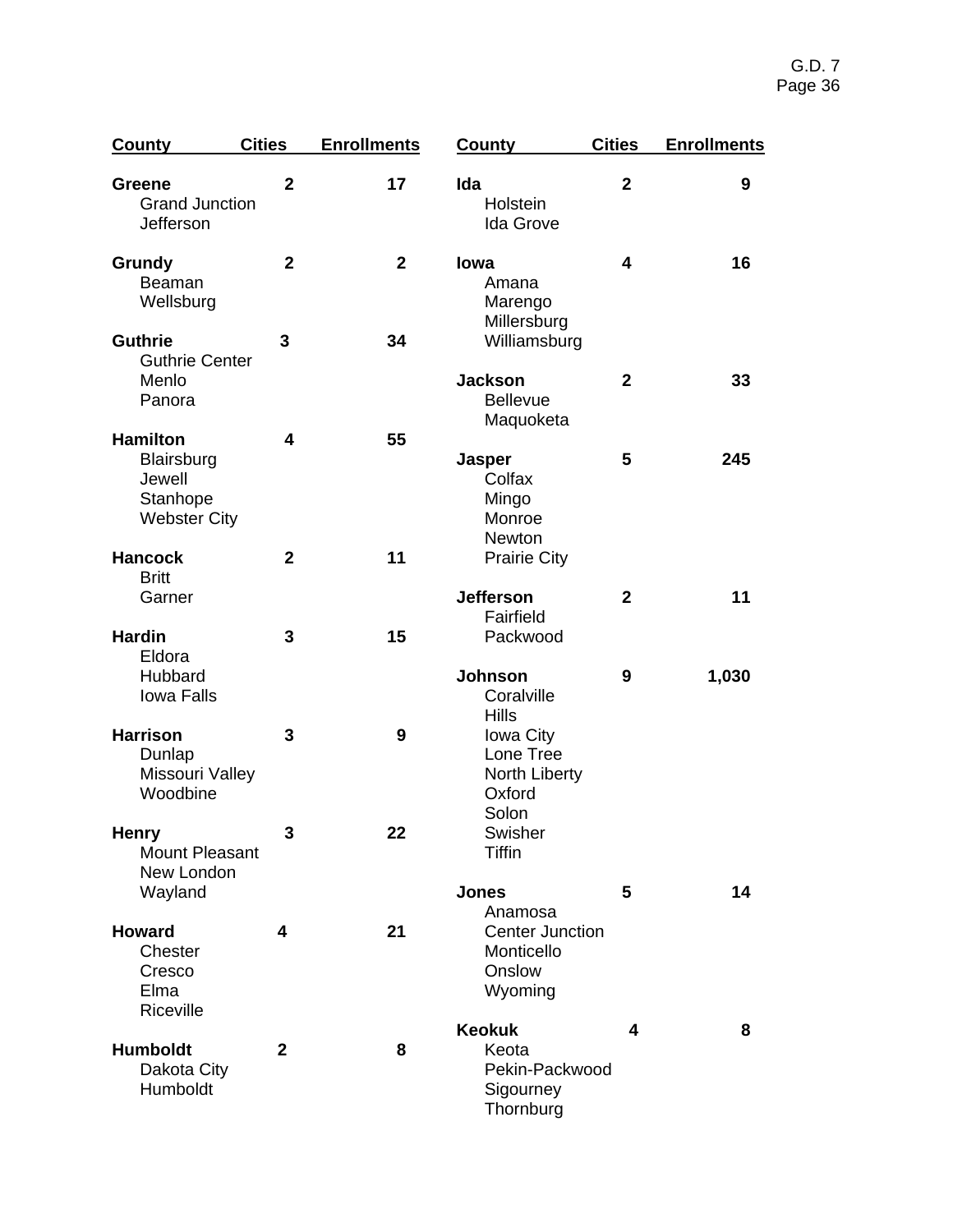| County | Cities | Enrollments |
|---|---|---|
| **Greene** | **2** | **17** |
| Grand Junction | | |
| Jefferson | | |
| **Grundy** | **2** | **2** |
| Beaman | | |
| Wellsburg | | |
| **Guthrie** | **3** | **34** |
| Guthrie Center | | |
| Menlo | | |
| Panora | | |
| **Hamilton** | **4** | **55** |
| Blairsburg | | |
| Jewell | | |
| Stanhope | | |
| Webster City | | |
| **Hancock** | **2** | **11** |
| Britt | | |
| Garner | | |
| **Hardin** | **3** | **15** |
| Eldora | | |
| Hubbard | | |
| Iowa Falls | | |
| **Harrison** | **3** | **9** |
| Dunlap | | |
| Missouri Valley | | |
| Woodbine | | |
| **Henry** | **3** | **22** |
| Mount Pleasant | | |
| New London | | |
| Wayland | | |
| **Howard** | **4** | **21** |
| Chester | | |
| Cresco | | |
| Elma | | |
| Riceville | | |
| **Humboldt** | **2** | **8** |
| Dakota City | | |
| Humboldt | | |

| County | Cities | Enrollments |
|---|---|---|
| **Ida** | **2** | **9** |
| Holstein | | |
| Ida Grove | | |
| **Iowa** | **4** | **16** |
| Amana | | |
| Marengo | | |
| Millersburg | | |
| Williamsburg | | |
| **Jackson** | **2** | **33** |
| Bellevue | | |
| Maquoketa | | |
| **Jasper** | **5** | **245** |
| Colfax | | |
| Mingo | | |
| Monroe | | |
| Newton | | |
| Prairie City | | |
| **Jefferson** | **2** | **11** |
| Fairfield | | |
| Packwood | | |
| **Johnson** | **9** | **1,030** |
| Coralville | | |
| Hills | | |
| Iowa City | | |
| Lone Tree | | |
| North Liberty | | |
| Oxford | | |
| Solon | | |
| Swisher | | |
| Tiffin | | |
| **Jones** | **5** | **14** |
| Anamosa | | |
| Center Junction | | |
| Monticello | | |
| Onslow | | |
| Wyoming | | |
| **Keokuk** | **4** | **8** |
| Keota | | |
| Pekin-Packwood | | |
| Sigourney | | |
| Thornburg | | |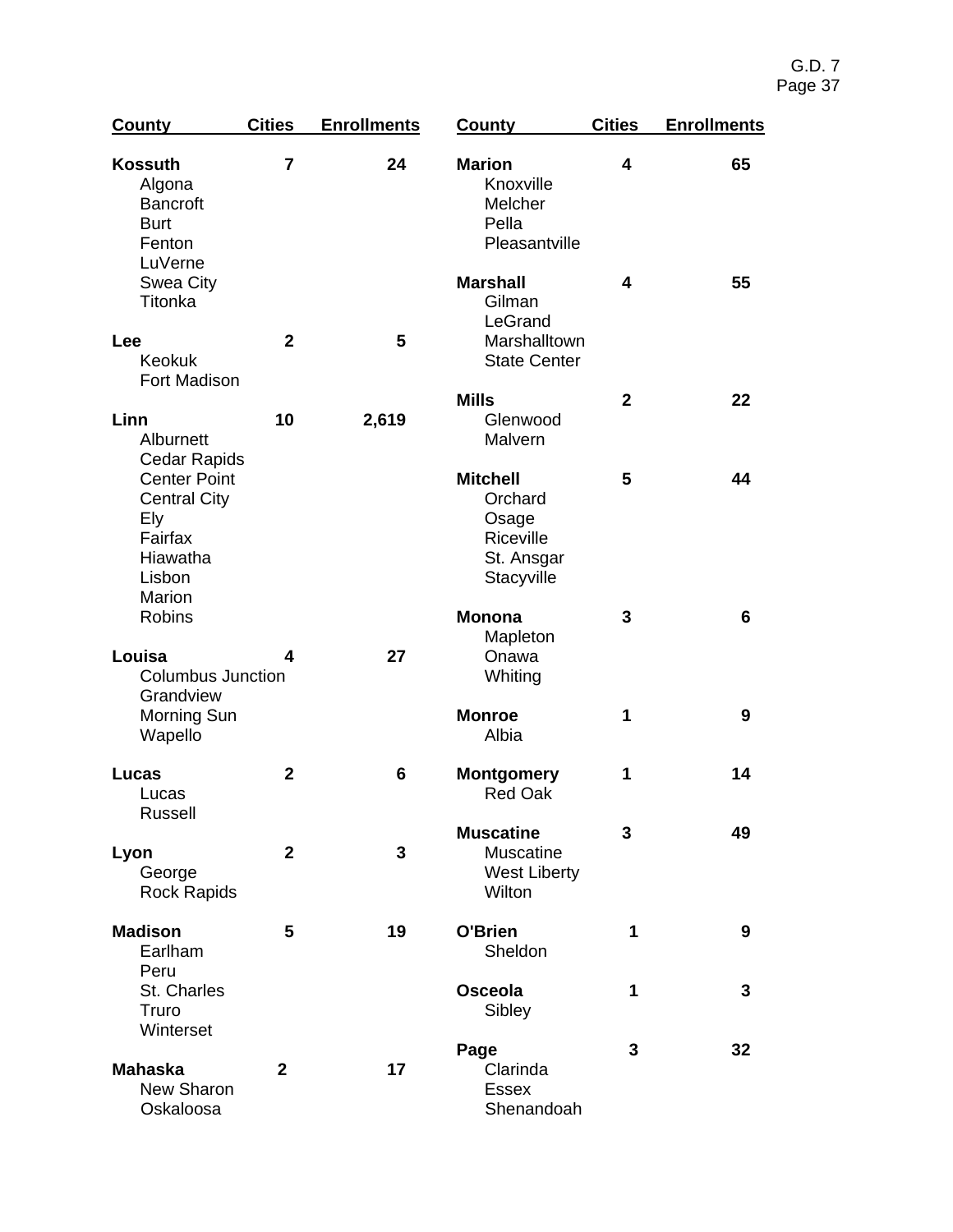| County | Cities | Enrollments |
|---|---|---|
| **Kossuth** | **7** | **24** |
| Algona | | |
| Bancroft | | |
| Burt | | |
| Fenton | | |
| LuVerne | | |
| Swea City | | |
| Titonka | | |
| **Lee** | **2** | **5** |
| Keokuk | | |
| Fort Madison | | |
| **Linn** | **10** | **2,619** |
| Alburnett | | |
| Cedar Rapids | | |
| Center Point | | |
| Central City | | |
| Ely | | |
| Fairfax | | |
| Hiawatha | | |
| Lisbon | | |
| Marion | | |
| Robins | | |
| **Louisa** | **4** | **27** |
| Columbus Junction | | |
| Grandview | | |
| Morning Sun | | |
| Wapello | | |
| **Lucas** | **2** | **6** |
| Lucas | | |
| Russell | | |
| **Lyon** | **2** | **3** |
| George | | |
| Rock Rapids | | |
| **Madison** | **5** | **19** |
| Earlham | | |
| Peru | | |
| St. Charles | | |
| Truro | | |
| Winterset | | |
| **Mahaska** | **2** | **17** |
| New Sharon | | |
| Oskaloosa | | |
| **Marion** | **4** | **65** |
| Knoxville | | |
| Melcher | | |
| Pella | | |
| Pleasantville | | |
| **Marshall** | **4** | **55** |
| Gilman | | |
| LeGrand | | |
| Marshalltown | | |
| State Center | | |
| **Mills** | **2** | **22** |
| Glenwood | | |
| Malvern | | |
| **Mitchell** | **5** | **44** |
| Orchard | | |
| Osage | | |
| Riceville | | |
| St. Ansgar | | |
| Stacyville | | |
| **Monona** | **3** | **6** |
| Mapleton | | |
| Onawa | | |
| Whiting | | |
| **Monroe** | **1** | **9** |
| Albia | | |
| **Montgomery** | **1** | **14** |
| Red Oak | | |
| **Muscatine** | **3** | **49** |
| Muscatine | | |
| West Liberty | | |
| Wilton | | |
| **O'Brien** | **1** | **9** |
| Sheldon | | |
| **Osceola** | **1** | **3** |
| Sibley | | |
| **Page** | **3** | **32** |
| Clarinda | | |
| Essex | | |
| Shenandoah | | |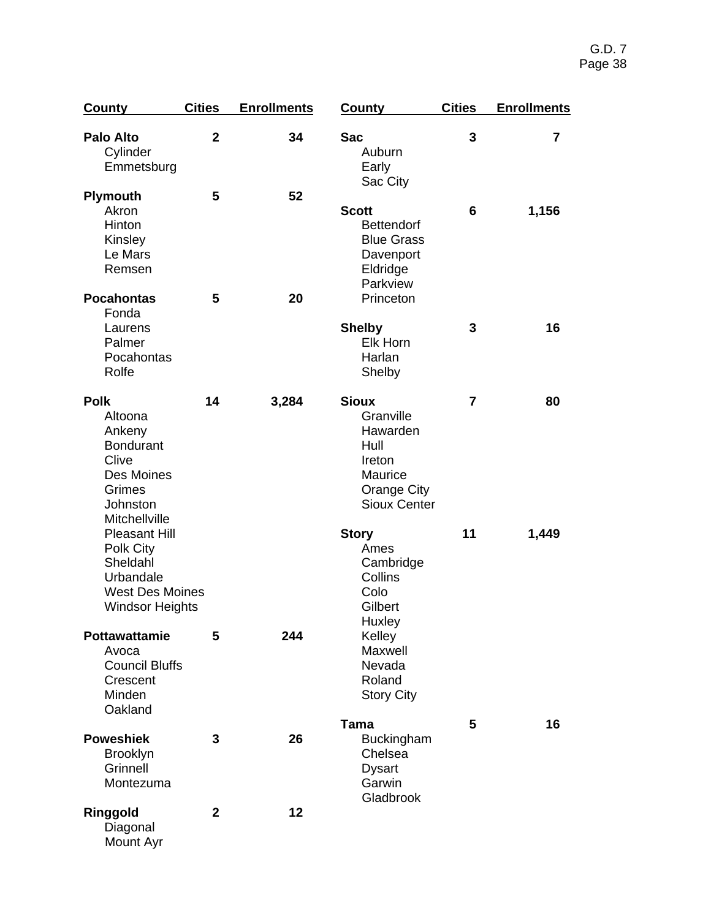| County | Cities | Enrollments |
|---|---|---|
| **Palo Alto** | **2** | **34** |
| Cylinder | | |
| Emmetsburg | | |
| **Plymouth** | **5** | **52** |
| Akron | | |
| Hinton | | |
| Kinsley | | |
| Le Mars | | |
| Remsen | | |
| **Pocahontas** | **5** | **20** |
| Fonda | | |
| Laurens | | |
| Palmer | | |
| Pocahontas | | |
| Rolfe | | |
| **Polk** | **14** | **3,284** |
| Altoona | | |
| Ankeny | | |
| Bondurant | | |
| Clive | | |
| Des Moines | | |
| Grimes | | |
| Johnston | | |
| Mitchellville | | |
| Pleasant Hill | | |
| Polk City | | |
| Sheldahl | | |
| Urbandale | | |
| West Des Moines | | |
| Windsor Heights | | |
| **Pottawattamie** | **5** | **244** |
| Avoca | | |
| Council Bluffs | | |
| Crescent | | |
| Minden | | |
| Oakland | | |
| **Poweshiek** | **3** | **26** |
| Brooklyn | | |
| Grinnell | | |
| Montezuma | | |
| **Ringgold** | **2** | **12** |
| Diagonal | | |
| Mount Ayr | | |
| **Sac** | **3** | **7** |
| Auburn | | |
| Early | | |
| Sac City | | |
| **Scott** | **6** | **1,156** |
| Bettendorf | | |
| Blue Grass | | |
| Davenport | | |
| Eldridge | | |
| Parkview | | |
| Princeton | | |
| **Shelby** | **3** | **16** |
| Elk Horn | | |
| Harlan | | |
| Shelby | | |
| **Sioux** | **7** | **80** |
| Granville | | |
| Hawarden | | |
| Hull | | |
| Ireton | | |
| Maurice | | |
| Orange City | | |
| Sioux Center | | |
| **Story** | **11** | **1,449** |
| Ames | | |
| Cambridge | | |
| Collins | | |
| Colo | | |
| Gilbert | | |
| Huxley | | |
| Kelley | | |
| Maxwell | | |
| Nevada | | |
| Roland | | |
| Story City | | |
| **Tama** | **5** | **16** |
| Buckingham | | |
| Chelsea | | |
| Dysart | | |
| Garwin | | |
| Gladbrook | | |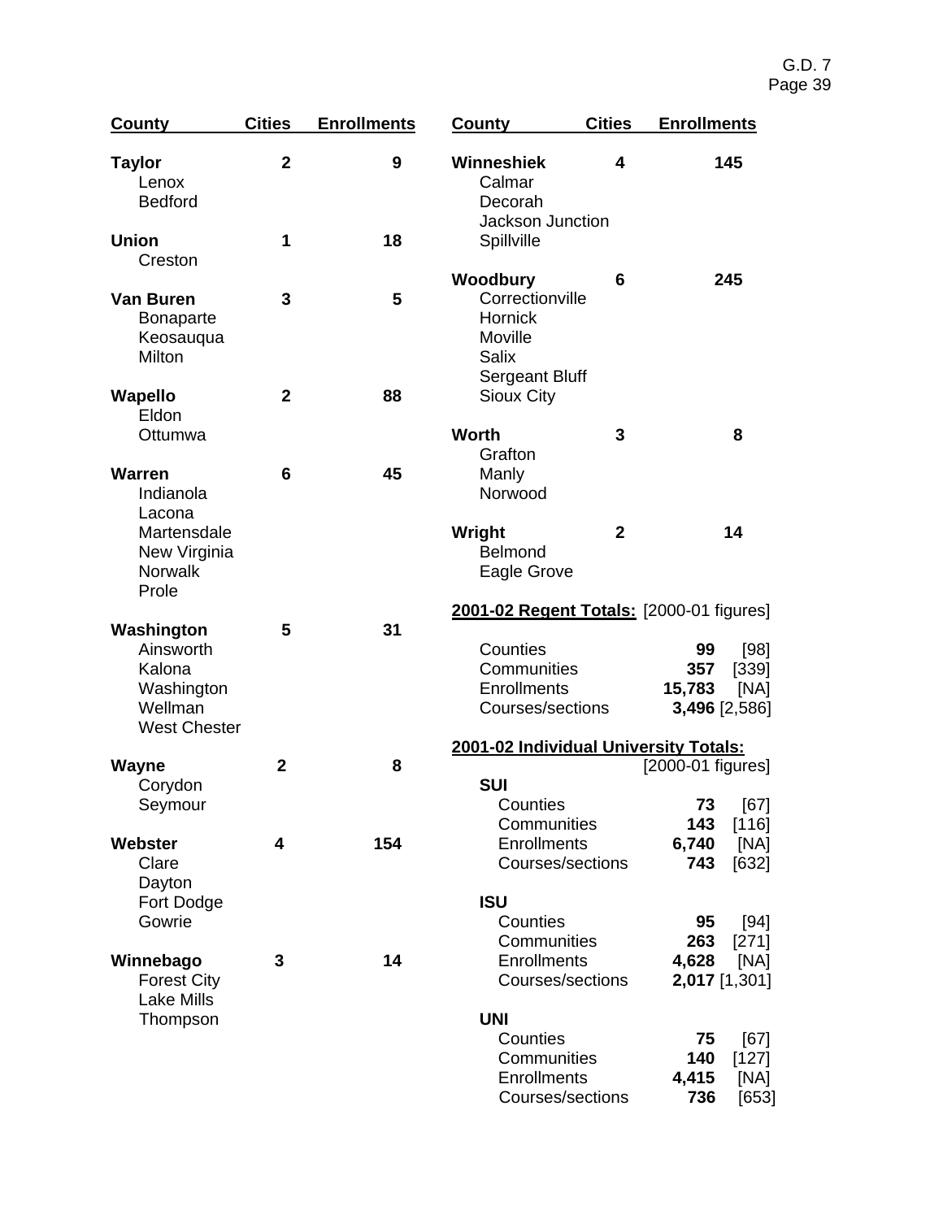| County | Cities | Enrollments |
|---|---|---|
| **Taylor** | **2** | **9** |
| Lenox | | |
| Bedford | | |
| **Union** | **1** | **18** |
| Creston | | |
| **Van Buren** | **3** | **5** |
| Bonaparte | | |
| Keosauqua | | |
| Milton | | |
| **Wapello** | **2** | **88** |
| Eldon | | |
| Ottumwa | | |
| **Warren** | **6** | **45** |
| Indianola | | |
| Lacona | | |
| Martensdale | | |
| New Virginia | | |
| Norwalk | | |
| Prole | | |
| **Washington** | **5** | **31** |
| Ainsworth | | |
| Kalona | | |
| Washington | | |
| Wellman | | |
| West Chester | | |
| **Wayne** | **2** | **8** |
| Corydon | | |
| Seymour | | |
| **Webster** | **4** | **154** |
| Clare | | |
| Dayton | | |
| Fort Dodge | | |
| Gowrie | | |
| **Winnebago** | **3** | **14** |
| Forest City | | |
| Lake Mills | | |
| Thompson | | |
| **Winneshiek** | **4** | **145** |
| Calmar | | |
| Decorah | | |
| Jackson Junction | | |
| Spillville | | |
| **Woodbury** | **6** | **245** |
| Correctionville | | |
| Hornick | | |
| Moville | | |
| Salix | | |
| Sergeant Bluff | | |
| Sioux City | | |
| **Worth** | **3** | **8** |
| Grafton | | |
| Manly | | |
| Norwood | | |
| **Wright** | **2** | **14** |
| Belmond | | |
| Eagle Grove | | |

**2001-02 Regent Totals:** [2000-01 figures]

| | 2001-02 | [2000-01] |
|---|---|---|
| Counties | **99** | [98] |
| Communities | **357** | [339] |
| Enrollments | **15,783** | [NA] |
| Courses/sections | **3,496** | [2,586] |

**2001-02 Individual University Totals:** [2000-01 figures]

| | 2001-02 | [2000-01] |
|---|---|---|
| **SUI** | | |
| Counties | **73** | [67] |
| Communities | **143** | [116] |
| Enrollments | **6,740** | [NA] |
| Courses/sections | **743** | [632] |
| **ISU** | | |
| Counties | **95** | [94] |
| Communities | **263** | [271] |
| Enrollments | **4,628** | [NA] |
| Courses/sections | **2,017** | [1,301] |
| **UNI** | | |
| Counties | **75** | [67] |
| Communities | **140** | [127] |
| Enrollments | **4,415** | [NA] |
| Courses/sections | **736** | [653] |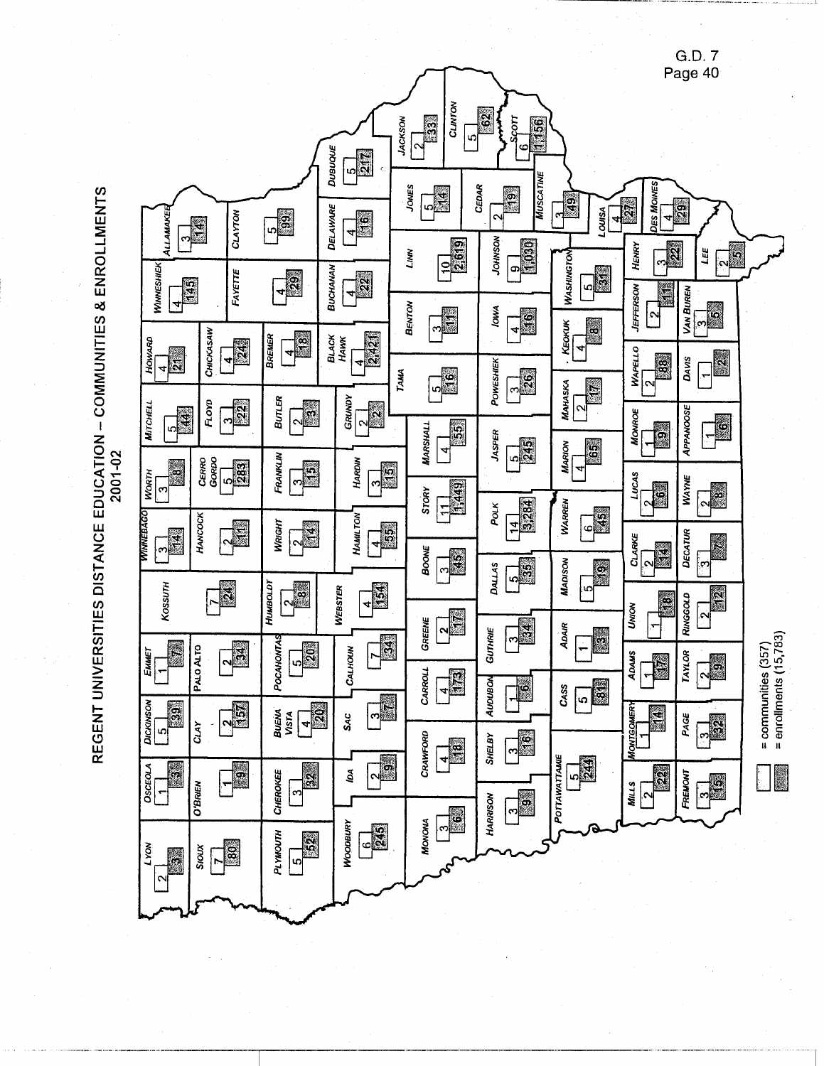# REGENT UNIVERSITIES DISTANCE EDUCATION – COMMUNITIES & ENROLLMENTS
## 2001-02

LYON 2 3
OSCEOLA 1 3
DICKINSON 5 39
EMMET 1 7
KOSSUTH 7 24
WINNEBAGO 3 14
WORTH 3 8
MITCHELL 5 44
HOWARD 4 21
WINNESHIEK 4 145
ALLAMAKEE 3 14

SIOUX 7 80
O'BRIEN 1 9
CLAY 2 157
PALO ALTO 2 34
HANCOCK 2 11
CERRO GORDO 5 283
FLOYD 3 22
CHICKASAW 4 24
FAYETTE 4 29
CLAYTON 5 99

PLYMOUTH 5 52
CHEROKEE 3 32
BUENA VISTA 4 20
POCAHONTAS 5 20
HUMBOLDT 2 8
WRIGHT 2 14
FRANKLIN 3 15
BUTLER 2 3
BREMER 4 18
BLACK HAWK 4 2,424
BUCHANAN 4 22
DELAWARE 4 16
DUBUQUE 5 217

WOODBURY 6 245
IDA 2 9
SAC 3 7
CALHOUN 7 34
WEBSTER 4 154
HAMILTON 4 55
HARDIN 3 15
GRUNDY 2 2
TAMA 5 16
BENTON 3 11
LINN 10 2,619
JONES 5 14
JACKSON 2 33
CLINTON 5 62

MONONA 3 6
CRAWFORD 4 18
CARROLL 4 173
GREENE 2 17
BOONE 3 45
STORY 11 1,449
MARSHALL 4 55
POWESHIEK 3 26
IOWA 4 16
JOHNSON 9 1,030
CEDAR 2 19
SCOTT 6 1,156
MUSCATINE 3 49

HARRISON 3 9
SHELBY 3 16
AUDUBON 1 6
GUTHRIE 3 34
DALLAS 5 35
POLK 14 3,284
JASPER 5 245
MAHASKA 2 17
KEOKUK 4 8
WASHINGTON 5 31
LOUISA 4 27

POTTAWATTAMIE 5 244
CASS 5 81
ADAIR 1 3
MADISON 5 19
WARREN 6 45
MARION 4 65
MONROE 1 9
WAPELLO 2 88
JEFFERSON 2 11
HENRY 3 22
DES MOINES 4 29

MILLS 2 22
MONTGOMERY 1 11
ADAMS 1 17
UNION 1 18
CLARKE 2 14
LUCAS 2 6

FREMONT 3 15
PAGE 3 52
TAYLOR 2 9
RINGGOLD 2 12
DECATUR 3 7
WAYNE 2 8
APPANOOSE 1 6
DAVIS 1 2
VAN BUREN 3 5
LEE 2 5

= communities (357)
= enrollments (15,783)